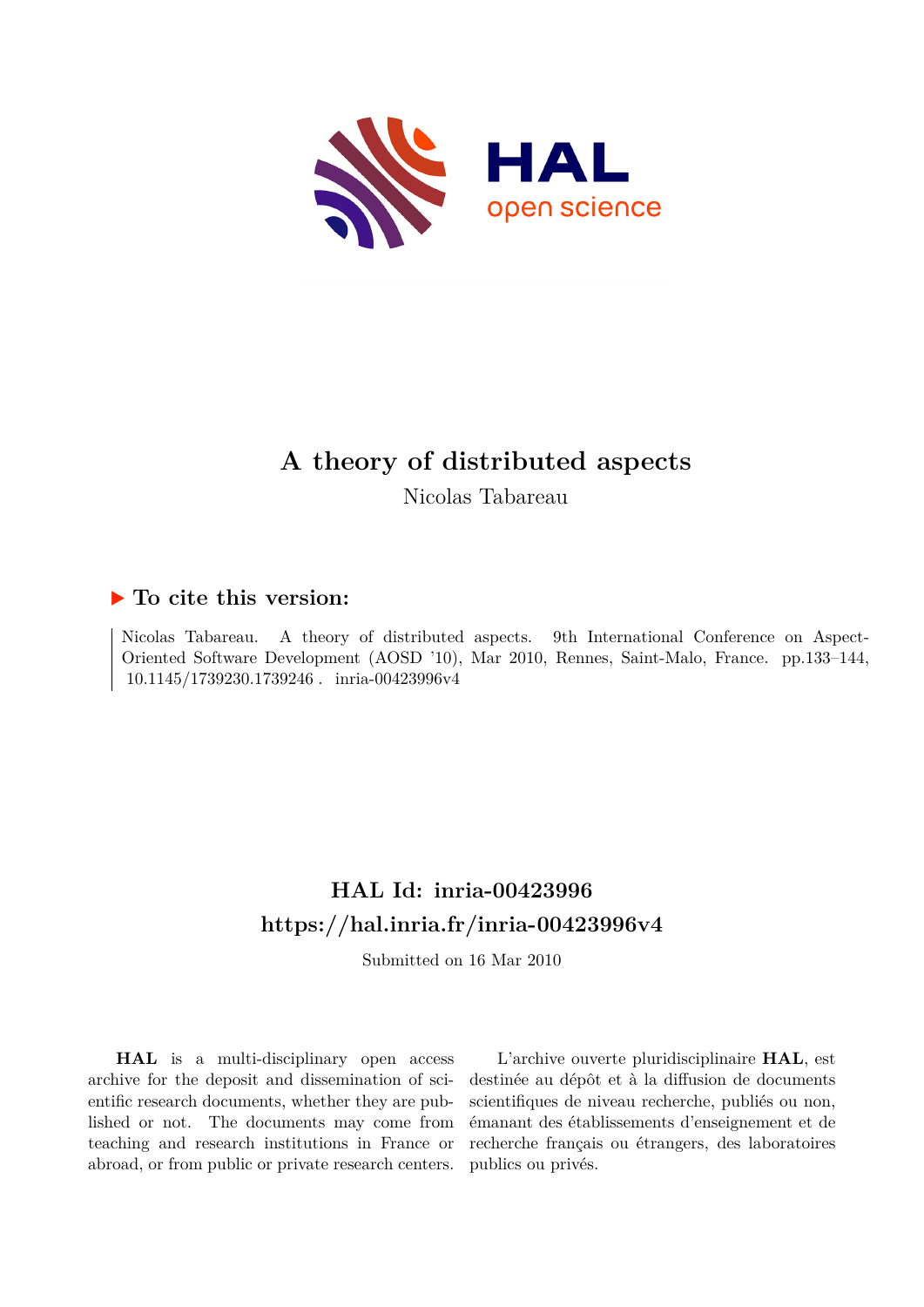# A theory of distributed aspects

Nicolas Tabareau

## ▶ To cite this version:

Nicolas Tabareau. A theory of distributed aspects. 9th International Conference on Aspect-Oriented Software Development (AOSD '10), Mar 2010, Rennes, Saint-Malo, France. pp.133–144, 10.1145/1739230.1739246 . inria-00423996v4

## HAL Id: inria-00423996

## https://hal.inria.fr/inria-00423996v4

Submitted on 16 Mar 2010

**HAL** is a multi-disciplinary open access archive for the deposit and dissemination of scientific research documents, whether they are published or not. The documents may come from teaching and research institutions in France or abroad, or from public or private research centers.

L'archive ouverte pluridisciplinaire **HAL**, est destinée au dépôt et à la diffusion de documents scientifiques de niveau recherche, publiés ou non, émanant des établissements d'enseignement et de recherche français ou étrangers, des laboratoires publics ou privés.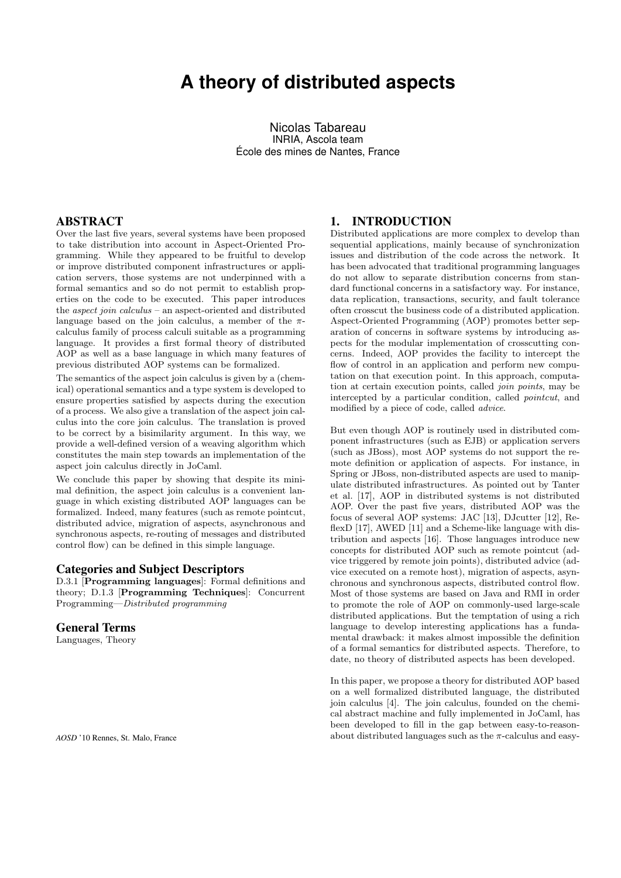# A theory of distributed aspects

Nicolas Tabareau
INRIA, Ascola team
École des mines de Nantes, France

## ABSTRACT

Over the last five years, several systems have been proposed to take distribution into account in Aspect-Oriented Programming. While they appeared to be fruitful to develop or improve distributed component infrastructures or application servers, those systems are not underpinned with a formal semantics and so do not permit to establish properties on the code to be executed. This paper introduces the *aspect join calculus* – an aspect-oriented and distributed language based on the join calculus, a member of the $\pi$-calculus family of process calculi suitable as a programming language. It provides a first formal theory of distributed AOP as well as a base language in which many features of previous distributed AOP systems can be formalized.

The semantics of the aspect join calculus is given by a (chemical) operational semantics and a type system is developed to ensure properties satisfied by aspects during the execution of a process. We also give a translation of the aspect join calculus into the core join calculus. The translation is proved to be correct by a bisimilarity argument. In this way, we provide a well-defined version of a weaving algorithm which constitutes the main step towards an implementation of the aspect join calculus directly in JoCaml.

We conclude this paper by showing that despite its minimal definition, the aspect join calculus is a convenient language in which existing distributed AOP languages can be formalized. Indeed, many features (such as remote pointcut, distributed advice, migration of aspects, asynchronous and synchronous aspects, re-routing of messages and distributed control flow) can be defined in this simple language.

### Categories and Subject Descriptors

D.3.1 [**Programming languages**]: Formal definitions and theory; D.1.3 [**Programming Techniques**]: Concurrent Programming—*Distributed programming*

### General Terms

Languages, Theory

*AOSD* '10 Rennes, St. Malo, France

## 1. INTRODUCTION

Distributed applications are more complex to develop than sequential applications, mainly because of synchronization issues and distribution of the code across the network. It has been advocated that traditional programming languages do not allow to separate distribution concerns from standard functional concerns in a satisfactory way. For instance, data replication, transactions, security, and fault tolerance often crosscut the business code of a distributed application. Aspect-Oriented Programming (AOP) promotes better separation of concerns in software systems by introducing aspects for the modular implementation of crosscutting concerns. Indeed, AOP provides the facility to intercept the flow of control in an application and perform new computation on that execution point. In this approach, computation at certain execution points, called *join points*, may be intercepted by a particular condition, called *pointcut*, and modified by a piece of code, called *advice*.

But even though AOP is routinely used in distributed component infrastructures (such as EJB) or application servers (such as JBoss), most AOP systems do not support the remote definition or application of aspects. For instance, in Spring or JBoss, non-distributed aspects are used to manipulate distributed infrastructures. As pointed out by Tanter et al. [17], AOP in distributed systems is not distributed AOP. Over the past five years, distributed AOP was the focus of several AOP systems: JAC [13], DJcutter [12], ReflexD [17], AWED [11] and a Scheme-like language with distribution and aspects [16]. Those languages introduce new concepts for distributed AOP such as remote pointcut (advice triggered by remote join points), distributed advice (advice executed on a remote host), migration of aspects, asynchronous and synchronous aspects, distributed control flow. Most of those systems are based on Java and RMI in order to promote the role of AOP on commonly-used large-scale distributed applications. But the temptation of using a rich language to develop interesting applications has a fundamental drawback: it makes almost impossible the definition of a formal semantics for distributed aspects. Therefore, to date, no theory of distributed aspects has been developed.

In this paper, we propose a theory for distributed AOP based on a well formalized distributed language, the distributed join calculus [4]. The join calculus, founded on the chemical abstract machine and fully implemented in JoCaml, has been developed to fill in the gap between easy-to-reason-about distributed languages such as the $\pi$-calculus and easy-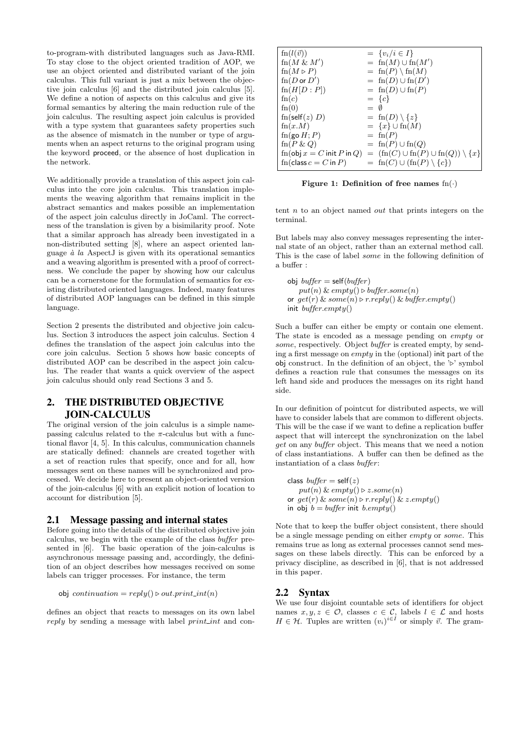to-program-with distributed languages such as Java-RMI. To stay close to the object oriented tradition of AOP, we use an object oriented and distributed variant of the join calculus. This full variant is just a mix between the objective join calculus [6] and the distributed join calculus [5]. We define a notion of aspects on this calculus and give its formal semantics by altering the main reduction rule of the join calculus. The resulting aspect join calculus is provided with a type system that guarantees safety properties such as the absence of mismatch in the number or type of arguments when an aspect returns to the original program using the keyword proceed, or the absence of host duplication in the network.

We additionally provide a translation of this aspect join calculus into the core join calculus. This translation implements the weaving algorithm that remains implicit in the abstract semantics and makes possible an implementation of the aspect join calculus directly in JoCaml. The correctness of the translation is given by a bisimilarity proof. Note that a similar approach has already been investigated in a non-distributed setting [8], where an aspect oriented language *à la* AspectJ is given with its operational semantics and a weaving algorithm is presented with a proof of correctness. We conclude the paper by showing how our calculus can be a cornerstone for the formulation of semantics for existing distributed oriented languages. Indeed, many features of distributed AOP languages can be defined in this simple language.

Section 2 presents the distributed and objective join calculus. Section 3 introduces the aspect join calculus. Section 4 defines the translation of the aspect join calculus into the core join calculus. Section 5 shows how basic concepts of distributed AOP can be described in the aspect join calculus. The reader that wants a quick overview of the aspect join calculus should only read Sections 3 and 5.

## 2. THE DISTRIBUTED OBJECTIVE JOIN-CALCULUS

The original version of the join calculus is a simple name-passing calculus related to the π-calculus but with a functional flavor [4, 5]. In this calculus, communication channels are statically defined: channels are created together with a set of reaction rules that specify, once and for all, how messages sent on these names will be synchronized and processed. We decide here to present an object-oriented version of the join-calculus [6] with an explicit notion of location to account for distribution [5].

### 2.1 Message passing and internal states

Before going into the details of the distributed objective join calculus, we begin with the example of the class *buffer* presented in [6]. The basic operation of the join-calculus is asynchronous message passing and, accordingly, the definition of an object describes how messages received on some labels can trigger processes. For instance, the term

$$\mathsf{obj}\ continuation = reply() \triangleright out.print\_int(n)$$

defines an object that reacts to messages on its own label *reply* by sending a message with label *print_int* and content $n$ to an object named *out* that prints integers on the terminal.

$$
\begin{array}{lcl}
\mathrm{fn}(l(\vec{v})) & = & \{v_i / i \in I\} \\
\mathrm{fn}(M \mathbin{\&} M') & = & \mathrm{fn}(M) \cup \mathrm{fn}(M') \\
\mathrm{fn}(M \triangleright P) & = & \mathrm{fn}(P) \setminus \mathrm{fn}(M) \\
\mathrm{fn}(D \ \mathsf{or}\ D') & = & \mathrm{fn}(D) \cup \mathrm{fn}(D') \\
\mathrm{fn}(H[D:P]) & = & \mathrm{fn}(D) \cup \mathrm{fn}(P) \\
\mathrm{fn}(c) & = & \{c\} \\
\mathrm{fn}(0) & = & \emptyset \\
\mathrm{fn}(\mathsf{self}(z)\ D) & = & \mathrm{fn}(D) \setminus \{z\} \\
\mathrm{fn}(x.M) & = & \{x\} \cup \mathrm{fn}(M) \\
\mathrm{fn}(\mathsf{go}\ H; P) & = & \mathrm{fn}(P) \\
\mathrm{fn}(P \mathbin{\&} Q) & = & \mathrm{fn}(P) \cup \mathrm{fn}(Q) \\
\mathrm{fn}(\mathsf{obj}\ x = C \ \mathsf{init}\ P \ \mathsf{in}\ Q) & = & (\mathrm{fn}(C) \cup \mathrm{fn}(P) \cup \mathrm{fn}(Q)) \setminus \{x\} \\
\mathrm{fn}(\mathsf{class}\ c = C \ \mathsf{in}\ P) & = & \mathrm{fn}(C) \cup (\mathrm{fn}(P) \setminus \{c\})
\end{array}
$$

**Figure 1: Definition of free names** $\mathrm{fn}(\cdot)$

But labels may also convey messages representing the internal state of an object, rather than an external method call. This is the case of label *some* in the following definition of a buffer :

$$
\begin{array}{l}
\mathsf{obj}\ buffer = \mathsf{self}(buffer) \\
\quad put(n) \mathbin{\&} empty() \triangleright buffer.some(n) \\
\mathsf{or}\ get(r) \mathbin{\&} some(n) \triangleright r.reply() \mathbin{\&} buffer.empty() \\
\mathsf{init}\ buffer.empty()
\end{array}
$$

Such a buffer can either be empty or contain one element. The state is encoded as a message pending on *empty* or *some*, respectively. Object *buffer* is created empty, by sending a first message on *empty* in the (optional) init part of the obj construct. In the definition of an object, the '▷' symbol defines a reaction rule that consumes the messages on its left hand side and produces the messages on its right hand side.

In our definition of pointcut for distributed aspects, we will have to consider labels that are common to different objects. This will be the case if we want to define a replication buffer aspect that will intercept the synchronization on the label *get* on any *buffer* object. This means that we need a notion of class instantiations. A buffer can then be defined as the instantiation of a class *buffer*:

$$
\begin{array}{l}
\mathsf{class}\ buffer = \mathsf{self}(z) \\
\quad put(n) \mathbin{\&} empty() \triangleright z.some(n) \\
\mathsf{or}\ get(r) \mathbin{\&} some(n) \triangleright r.reply() \mathbin{\&} z.empty() \\
\mathsf{in}\ \mathsf{obj}\ b = buffer\ \mathsf{init}\ b.empty()
\end{array}
$$

Note that to keep the buffer object consistent, there should be a single message pending on either *empty* or *some*. This remains true as long as external processes cannot send messages on these labels directly. This can be enforced by a privacy discipline, as described in [6], that is not addressed in this paper.

### 2.2 Syntax

We use four disjoint countable sets of identifiers for object names $x, y, z \in \mathcal{O}$, classes $c \in \mathcal{C}$, labels $l \in \mathcal{L}$ and hosts $H \in \mathcal{H}$. Tuples are written $(v_i)^{i \in I}$ or simply $\vec{v}$. The gram-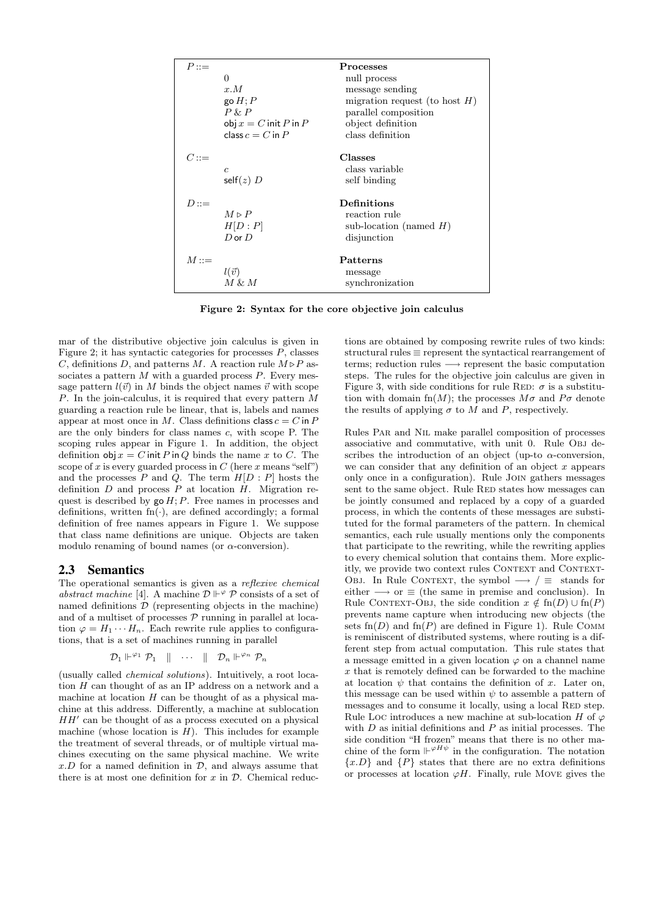| $P ::=$ | | **Processes** |
|---|---|---|
| | $0$ | null process |
| | $x.M$ | message sending |
| | $\mathsf{go}\ H; P$ | migration request (to host $H$) |
| | $P \,\&\, P$ | parallel composition |
| | $\mathsf{obj}\ x = C\ \mathsf{init}\ P\ \mathsf{in}\ P$ | object definition |
| | $\mathsf{class}\ c = C\ \mathsf{in}\ P$ | class definition |
| $C ::=$ | | **Classes** |
| | $c$ | class variable |
| | $\mathsf{self}(z)\ D$ | self binding |
| $D ::=$ | | **Definitions** |
| | $M \triangleright P$ | reaction rule |
| | $H[D : P]$ | sub-location (named $H$) |
| | $D\ \mathsf{or}\ D$ | disjunction |
| $M ::=$ | | **Patterns** |
| | $l(\vec{v})$ | message |
| | $M \,\&\, M$ | synchronization |

**Figure 2: Syntax for the core objective join calculus**

mar of the distributive objective join calculus is given in Figure 2; it has syntactic categories for processes $P$, classes $C$, definitions $D$, and patterns $M$. A reaction rule $M \triangleright P$ associates a pattern $M$ with a guarded process $P$. Every message pattern $l(\vec{v})$ in $M$ binds the object names $\vec{v}$ with scope $P$. In the join-calculus, it is required that every pattern $M$ guarding a reaction rule be linear, that is, labels and names appear at most once in $M$. Class definitions $\mathsf{class}\ c = C\ \mathsf{in}\ P$ are the only binders for class names $c$, with scope P. The scoping rules appear in Figure 1. In addition, the object definition $\mathsf{obj}\ x = C\ \mathsf{init}\ P\ \mathsf{in}\ Q$ binds the name $x$ to $C$. The scope of $x$ is every guarded process in $C$ (here $x$ means "self") and the processes $P$ and $Q$. The term $H[D : P]$ hosts the definition $D$ and process $P$ at location $H$. Migration request is described by $\mathsf{go}\ H; P$. Free names in processes and definitions, written $\mathrm{fn}(\cdot)$, are defined accordingly; a formal definition of free names appears in Figure 1. We suppose that class name definitions are unique. Objects are taken modulo renaming of bound names (or $\alpha$-conversion).

## 2.3 Semantics

The operational semantics is given as a *reflexive chemical abstract machine* [4]. A machine $\mathcal{D} \Vdash^{\varphi} \mathcal{P}$ consists of a set of named definitions $\mathcal{D}$ (representing objects in the machine) and of a multiset of processes $\mathcal{P}$ running in parallel at location $\varphi = H_1 \cdots H_n$. Each rewrite rule applies to configurations, that is a set of machines running in parallel

$$\mathcal{D}_1 \Vdash^{\varphi_1} \mathcal{P}_1 \quad \| \quad \cdots \quad \| \quad \mathcal{D}_n \Vdash^{\varphi_n} \mathcal{P}_n$$

(usually called *chemical solutions*). Intuitively, a root location $H$ can thought of as an IP address on a network and a machine at location $H$ can be thought of as a physical machine at this address. Differently, a machine at sublocation $HH'$ can be thought of as a process executed on a physical machine (whose location is $H$). This includes for example the treatment of several threads, or of multiple virtual machines executing on the same physical machine. We write $x.D$ for a named definition in $\mathcal{D}$, and always assume that there is at most one definition for $x$ in $\mathcal{D}$. Chemical reductions are obtained by composing rewrite rules of two kinds: structural rules $\equiv$ represent the syntactical rearrangement of terms; reduction rules $\longrightarrow$ represent the basic computation steps. The rules for the objective join calculus are given in Figure 3, with side conditions for rule Red: $\sigma$ is a substitution with domain $\mathrm{fn}(M)$; the processes $M\sigma$ and $P\sigma$ denote the results of applying $\sigma$ to $M$ and $P$, respectively.

Rules Par and Nil make parallel composition of processes associative and commutative, with unit 0. Rule Obj describes the introduction of an object (up-to $\alpha$-conversion, we can consider that any definition of an object $x$ appears only once in a configuration). Rule Join gathers messages sent to the same object. Rule Red states how messages can be jointly consumed and replaced by a copy of a guarded process, in which the contents of these messages are substituted for the formal parameters of the pattern. In chemical semantics, each rule usually mentions only the components that participate to the rewriting, while the rewriting applies to every chemical solution that contains them. More explicitly, we provide two context rules Context and Context-Obj. In Rule Context, the symbol $\longrightarrow / \equiv$ stands for either $\longrightarrow$ or $\equiv$ (the same in premise and conclusion). In Rule Context-Obj, the side condition $x \notin \mathrm{fn}(D) \cup \mathrm{fn}(P)$ prevents name capture when introducing new objects (the sets $\mathrm{fn}(D)$ and $\mathrm{fn}(P)$ are defined in Figure 1). Rule Comm is reminiscent of distributed systems, where routing is a different step from actual computation. This rule states that a message emitted in a given location $\varphi$ on a channel name $x$ that is remotely defined can be forwarded to the machine at location $\psi$ that contains the definition of $x$. Later on, this message can be used within $\psi$ to assemble a pattern of messages and to consume it locally, using a local Red step. Rule Loc introduces a new machine at sub-location $H$ of $\varphi$ with $D$ as initial definitions and $P$ as initial processes. The side condition "H frozen" means that there is no other machine of the form $\Vdash^{\varphi H \psi}$ in the configuration. The notation $\{x.D\}$ and $\{P\}$ states that there are no extra definitions or processes at location $\varphi H$. Finally, rule Move gives the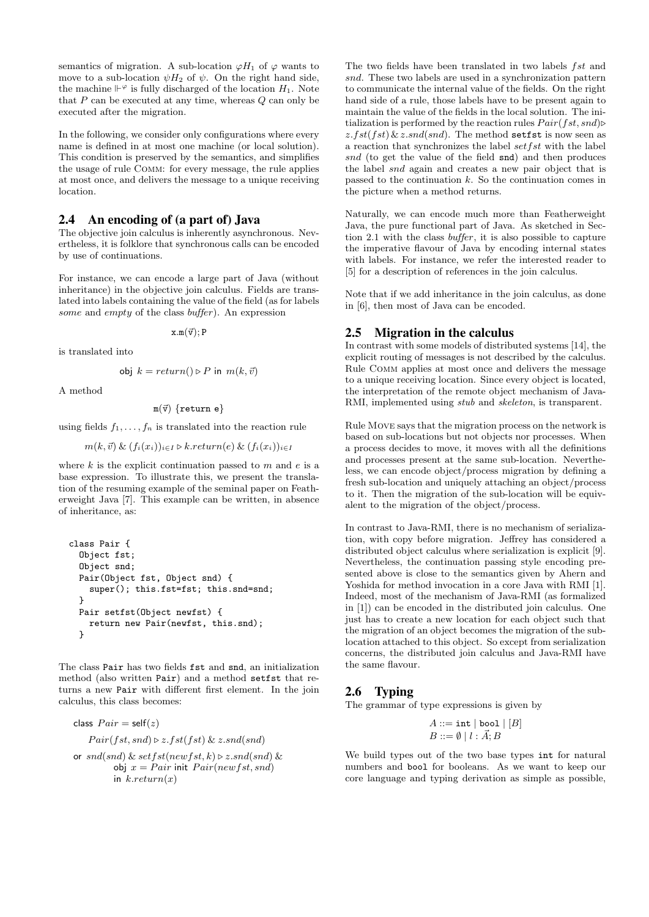semantics of migration. A sub-location $\varphi H_1$ of $\varphi$ wants to move to a sub-location $\psi H_2$ of $\psi$. On the right hand side, the machine $\Vdash^{\varphi}$ is fully discharged of the location $H_1$. Note that $P$ can be executed at any time, whereas $Q$ can only be executed after the migration.

In the following, we consider only configurations where every name is defined in at most one machine (or local solution). This condition is preserved by the semantics, and simplifies the usage of rule Comm: for every message, the rule applies at most once, and delivers the message to a unique receiving location.

## 2.4 An encoding of (a part of) Java

The objective join calculus is inherently asynchronous. Nevertheless, it is folklore that synchronous calls can be encoded by use of continuations.

For instance, we can encode a large part of Java (without inheritance) in the objective join calculus. Fields are translated into labels containing the value of the field (as for labels *some* and *empty* of the class *buffer*). An expression

$$\texttt{x.m}(\vec{v});\texttt{P}$$

is translated into

$$\textsf{obj}\ k = return() \triangleright P\ \textsf{in}\ m(k,\vec{v})$$

A method

$$\texttt{m}(\vec{v})\ \{\texttt{return e}\}$$

using fields $f_1,\ldots,f_n$ is translated into the reaction rule

$$m(k,\vec{v})\ \&\ (f_i(x_i))_{i\in I} \triangleright k.return(e)\ \&\ (f_i(x_i))_{i\in I}$$

where $k$ is the explicit continuation passed to $m$ and $e$ is a base expression. To illustrate this, we present the translation of the resuming example of the seminal paper on Featherweight Java [7]. This example can be written, in absence of inheritance, as:

```
class Pair {
  Object fst;
  Object snd;
  Pair(Object fst, Object snd) {
    super(); this.fst=fst; this.snd=snd;
  }
  Pair setfst(Object newfst) {
    return new Pair(newfst, this.snd);
  }
```

The class Pair has two fields fst and snd, an initialization method (also written Pair) and a method setfst that returns a new Pair with different first element. In the join calculus, this class becomes:

$$
\begin{array}{l}
\textsf{class}\ Pair = \textsf{self}(z)\\
\quad Pair(fst,snd) \triangleright z.fst(fst)\ \&\ z.snd(snd)\\
\textsf{or}\ snd(snd)\ \&\ setfst(newfst,k) \triangleright z.snd(snd)\ \&\\
\qquad\quad \textsf{obj}\ x = Pair\ \textsf{init}\ Pair(newfst,snd)\\
\qquad\quad \textsf{in}\ k.return(x)
\end{array}
$$

The two fields have been translated in two labels $fst$ and $snd$. These two labels are used in a synchronization pattern to communicate the internal value of the fields. On the right hand side of a rule, those labels have to be present again to maintain the value of the fields in the local solution. The initialization is performed by the reaction rules $Pair(fst,snd) \triangleright z.fst(fst)\ \&\ z.snd(snd)$. The method setfst is now seen as a reaction that synchronizes the label $setfst$ with the label $snd$ (to get the value of the field snd) and then produces the label $snd$ again and creates a new pair object that is passed to the continuation $k$. So the continuation comes in the picture when a method returns.

Naturally, we can encode much more than Featherweight Java, the pure functional part of Java. As sketched in Section 2.1 with the class *buffer*, it is also possible to capture the imperative flavour of Java by encoding internal states with labels. For instance, we refer the interested reader to [5] for a description of references in the join calculus.

Note that if we add inheritance in the join calculus, as done in [6], then most of Java can be encoded.

## 2.5 Migration in the calculus

In contrast with some models of distributed systems [14], the explicit routing of messages is not described by the calculus. Rule Comm applies at most once and delivers the message to a unique receiving location. Since every object is located, the interpretation of the remote object mechanism of Java-RMI, implemented using *stub* and *skeleton*, is transparent.

Rule Move says that the migration process on the network is based on sub-locations but not objects nor processes. When a process decides to move, it moves with all the definitions and processes present at the same sub-location. Nevertheless, we can encode object/process migration by defining a fresh sub-location and uniquely attaching an object/process to it. Then the migration of the sub-location will be equivalent to the migration of the object/process.

In contrast to Java-RMI, there is no mechanism of serialization, with copy before migration. Jeffrey has considered a distributed object calculus where serialization is explicit [9]. Nevertheless, the continuation passing style encoding presented above is close to the semantics given by Ahern and Yoshida for method invocation in a core Java with RMI [1]. Indeed, most of the mechanism of Java-RMI (as formalized in [1]) can be encoded in the distributed join calculus. One just has to create a new location for each object such that the migration of an object becomes the migration of the sub-location attached to this object. So except from serialization concerns, the distributed join calculus and Java-RMI have the same flavour.

## 2.6 Typing

The grammar of type expressions is given by

$$
\begin{array}{l}
A ::= \texttt{int} \mid \texttt{bool} \mid [B]\\
B ::= \emptyset \mid l : \vec{A}; B
\end{array}
$$

We build types out of the two base types int for natural numbers and bool for booleans. As we want to keep our core language and typing derivation as simple as possible,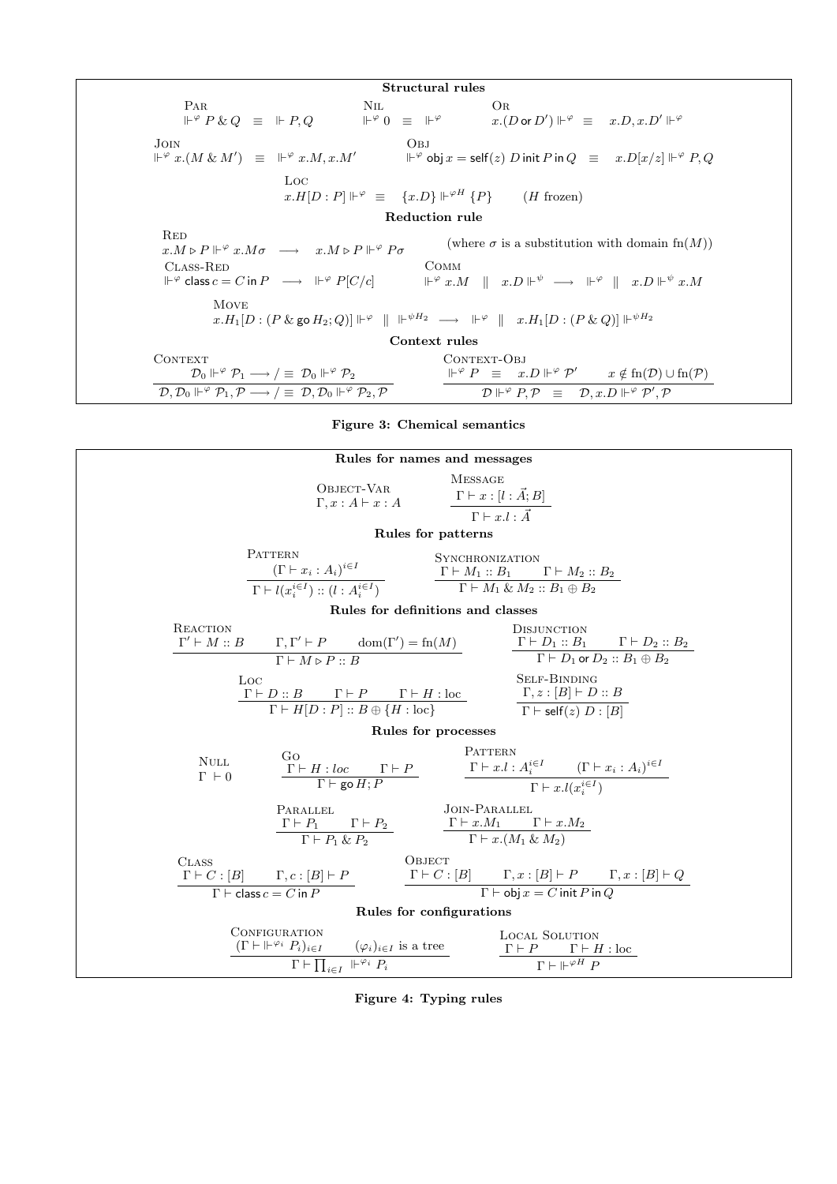**Structural rules**

Par
$$\Vdash^{\varphi} P \,\&\, Q \quad \equiv \quad \Vdash P, Q$$

Nil
$$\Vdash^{\varphi} 0 \quad \equiv \quad \Vdash^{\varphi}$$

Or
$$x.(D \text{ or } D') \Vdash^{\varphi} \quad \equiv \quad x.D, x.D' \Vdash^{\varphi}$$

Join
$$\Vdash^{\varphi} x.(M \,\&\, M') \quad \equiv \quad \Vdash^{\varphi} x.M, x.M'$$

Obj
$$\Vdash^{\varphi} \mathsf{obj}\, x = \mathsf{self}(z)\ D \,\mathsf{init}\, P \,\mathsf{in}\, Q \quad \equiv \quad x.D[x/z] \Vdash^{\varphi} P, Q$$

Loc
$$x.H[D : P] \Vdash^{\varphi} \quad \equiv \quad \{x.D\} \Vdash^{\varphi H} \{P\} \qquad (H \text{ frozen})$$

**Reduction rule**

Red
$$x.M \triangleright P \Vdash^{\varphi} x.M\sigma \quad \longrightarrow \quad x.M \triangleright P \Vdash^{\varphi} P\sigma$$
(where $\sigma$ is a substitution with domain $\mathrm{fn}(M)$)

Class-Red
$$\Vdash^{\varphi} \mathsf{class}\, c = C \,\mathsf{in}\, P \quad \longrightarrow \quad \Vdash^{\varphi} P[C/c]$$

Comm
$$\Vdash^{\varphi} x.M \quad \| \quad x.D \Vdash^{\psi} \quad \longrightarrow \quad \Vdash^{\varphi} \quad \| \quad x.D \Vdash^{\psi} x.M$$

Move
$$x.H_1[D : (P \,\&\, \mathsf{go}\, H_2; Q)] \Vdash^{\varphi} \quad \| \quad \Vdash^{\psi H_2} \quad \longrightarrow \quad \Vdash^{\varphi} \quad \| \quad x.H_1[D : (P \,\&\, Q)] \Vdash^{\psi H_2}$$

**Context rules**

Context
$$\frac{\mathcal{D}_0 \Vdash^{\varphi} \mathcal{P}_1 \longrightarrow / \equiv\ \mathcal{D}_0 \Vdash^{\varphi} \mathcal{P}_2}{\mathcal{D}, \mathcal{D}_0 \Vdash^{\varphi} \mathcal{P}_1, \mathcal{P} \longrightarrow / \equiv\ \mathcal{D}, \mathcal{D}_0 \Vdash^{\varphi} \mathcal{P}_2, \mathcal{P}}$$

Context-Obj
$$\frac{\Vdash^{\varphi} P \quad \equiv \quad x.D \Vdash^{\varphi} \mathcal{P}' \qquad x \notin \mathrm{fn}(\mathcal{D}) \cup \mathrm{fn}(\mathcal{P})}{\mathcal{D} \Vdash^{\varphi} P, \mathcal{P} \quad \equiv \quad \mathcal{D}, x.D \Vdash^{\varphi} \mathcal{P}', \mathcal{P}}$$

**Figure 3: Chemical semantics**

**Rules for names and messages**

Object-Var
$$\Gamma, x : A \vdash x : A$$

Message
$$\frac{\Gamma \vdash x : [l : \vec{A}; B]}{\Gamma \vdash x.l : \vec{A}}$$

**Rules for patterns**

Pattern
$$\frac{(\Gamma \vdash x_i : A_i)^{i \in I}}{\Gamma \vdash l(x_i^{i \in I}) :: (l : A_i^{i \in I})}$$

Synchronization
$$\frac{\Gamma \vdash M_1 :: B_1 \qquad \Gamma \vdash M_2 :: B_2}{\Gamma \vdash M_1 \,\&\, M_2 :: B_1 \oplus B_2}$$

**Rules for definitions and classes**

Reaction
$$\frac{\Gamma' \vdash M :: B \qquad \Gamma, \Gamma' \vdash P \qquad \mathrm{dom}(\Gamma') = \mathrm{fn}(M)}{\Gamma \vdash M \triangleright P :: B}$$

Disjunction
$$\frac{\Gamma \vdash D_1 :: B_1 \qquad \Gamma \vdash D_2 :: B_2}{\Gamma \vdash D_1 \text{ or } D_2 :: B_1 \oplus B_2}$$

Loc
$$\frac{\Gamma \vdash D :: B \qquad \Gamma \vdash P \qquad \Gamma \vdash H : \mathrm{loc}}{\Gamma \vdash H[D : P] :: B \oplus \{H : \mathrm{loc}\}}$$

Self-Binding
$$\frac{\Gamma, z : [B] \vdash D :: B}{\Gamma \vdash \mathsf{self}(z)\ D : [B]}$$

**Rules for processes**

Null
$$\Gamma \vdash 0$$

Go
$$\frac{\Gamma \vdash H : loc \qquad \Gamma \vdash P}{\Gamma \vdash \mathsf{go}\, H; P}$$

Pattern
$$\frac{\Gamma \vdash x.l : A_i^{i \in I} \qquad (\Gamma \vdash x_i : A_i)^{i \in I}}{\Gamma \vdash x.l(x_i^{i \in I})}$$

Parallel
$$\frac{\Gamma \vdash P_1 \qquad \Gamma \vdash P_2}{\Gamma \vdash P_1 \,\&\, P_2}$$

Join-Parallel
$$\frac{\Gamma \vdash x.M_1 \qquad \Gamma \vdash x.M_2}{\Gamma \vdash x.(M_1 \,\&\, M_2)}$$

Class
$$\frac{\Gamma \vdash C : [B] \qquad \Gamma, c : [B] \vdash P}{\Gamma \vdash \mathsf{class}\, c = C \,\mathsf{in}\, P}$$

Object
$$\frac{\Gamma \vdash C : [B] \qquad \Gamma, x : [B] \vdash P \qquad \Gamma, x : [B] \vdash Q}{\Gamma \vdash \mathsf{obj}\, x = C \,\mathsf{init}\, P \,\mathsf{in}\, Q}$$

**Rules for configurations**

Configuration
$$\frac{(\Gamma \vdash \Vdash^{\varphi_i} P_i)_{i \in I} \qquad (\varphi_i)_{i \in I} \text{ is a tree}}{\Gamma \vdash \prod_{i \in I} \Vdash^{\varphi_i} P_i}$$

Local Solution
$$\frac{\Gamma \vdash P \qquad \Gamma \vdash H : \mathrm{loc}}{\Gamma \vdash \Vdash^{\varphi H} P}$$

**Figure 4: Typing rules**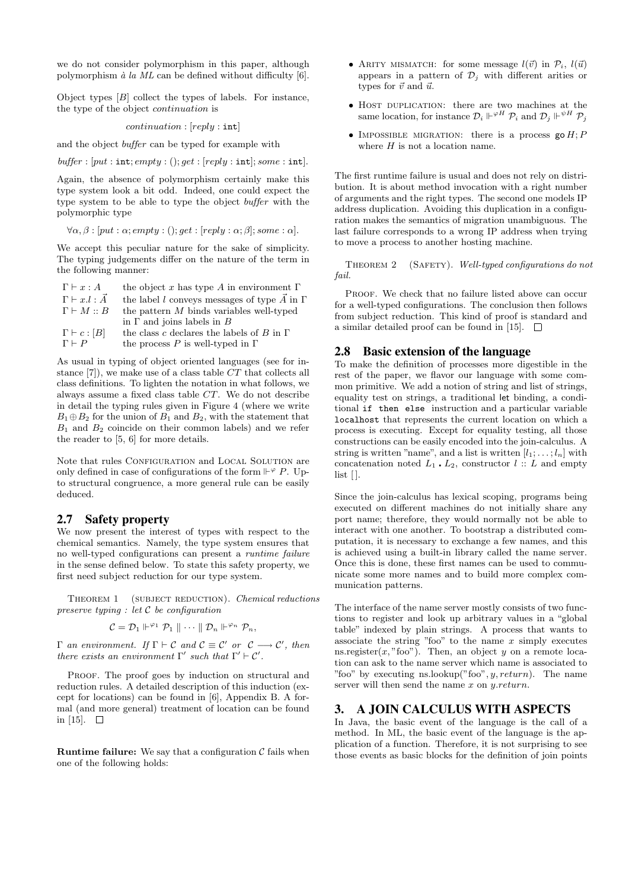we do not consider polymorphism in this paper, although polymorphism *à la ML* can be defined without difficulty [6].

Object types $[B]$ collect the types of labels. For instance, the type of the object *continuation* is

$$continuation : [reply : \texttt{int}]$$

and the object *buffer* can be typed for example with

$$buffer : [put : \texttt{int}; empty : (); get : [reply : \texttt{int}]; some : \texttt{int}].$$

Again, the absence of polymorphism certainly make this type system look a bit odd. Indeed, one could expect the type system to be able to type the object *buffer* with the polymorphic type

$$\forall \alpha, \beta : [put : \alpha; empty : (); get : [reply : \alpha; \beta]; some : \alpha].$$

We accept this peculiar nature for the sake of simplicity. The typing judgements differ on the nature of the term in the following manner:

| | |
|---|---|
| $\Gamma \vdash x : A$ | the object $x$ has type $A$ in environment $\Gamma$ |
| $\Gamma \vdash x.l : \vec{A}$ | the label $l$ conveys messages of type $\vec{A}$ in $\Gamma$ |
| $\Gamma \vdash M :: B$ | the pattern $M$ binds variables well-typed in $\Gamma$ and joins labels in $B$ |
| $\Gamma \vdash c : [B]$ | the class $c$ declares the labels of $B$ in $\Gamma$ |
| $\Gamma \vdash P$ | the process $P$ is well-typed in $\Gamma$ |

As usual in typing of object oriented languages (see for instance [7]), we make use of a class table $CT$ that collects all class definitions. To lighten the notation in what follows, we always assume a fixed class table $CT$. We do not describe in detail the typing rules given in Figure 4 (where we write $B_1 \oplus B_2$ for the union of $B_1$ and $B_2$, with the statement that $B_1$ and $B_2$ coincide on their common labels) and we refer the reader to [5, 6] for more details.

Note that rules Configuration and Local Solution are only defined in case of configurations of the form $\Vdash^{\varphi} P$. Upto structural congruence, a more general rule can be easily deduced.

## 2.7 Safety property

We now present the interest of types with respect to the chemical semantics. Namely, the type system ensures that no well-typed configurations can present a *runtime failure* in the sense defined below. To state this safety property, we first need subject reduction for our type system.

Theorem 1 (subject reduction). *Chemical reductions preserve typing : let $\mathcal{C}$ be configuration*

$$\mathcal{C} = \mathcal{D}_1 \Vdash^{\varphi_1} \mathcal{P}_1 \parallel \cdots \parallel \mathcal{D}_n \Vdash^{\varphi_n} \mathcal{P}_n,$$

*$\Gamma$ an environment. If $\Gamma \vdash \mathcal{C}$ and $\mathcal{C} \equiv \mathcal{C}'$ or $\mathcal{C} \longrightarrow \mathcal{C}'$, then there exists an environment $\Gamma'$ such that $\Gamma' \vdash \mathcal{C}'$.*

Proof. The proof goes by induction on structural and reduction rules. A detailed description of this induction (except for locations) can be found in [6], Appendix B. A formal (and more general) treatment of location can be found in [15]. □

**Runtime failure:** We say that a configuration $\mathcal{C}$ fails when one of the following holds:

- Arity mismatch: for some message $l(\vec{v})$ in $\mathcal{P}_i$, $l(\vec{u})$ appears in a pattern of $\mathcal{D}_j$ with different arities or types for $\vec{v}$ and $\vec{u}$.
- Host duplication: there are two machines at the same location, for instance $\mathcal{D}_i \Vdash^{\varphi H} \mathcal{P}_i$ and $\mathcal{D}_j \Vdash^{\psi H} \mathcal{P}_j$
- Impossible migration: there is a process $\texttt{go}\, H; P$ where $H$ is not a location name.

The first runtime failure is usual and does not rely on distribution. It is about method invocation with a right number of arguments and the right types. The second one models IP address duplication. Avoiding this duplication in a configuration makes the semantics of migration unambiguous. The last failure corresponds to a wrong IP address when trying to move a process to another hosting machine.

Theorem 2 (Safety). *Well-typed configurations do not fail.*

Proof. We check that no failure listed above can occur for a well-typed configurations. The conclusion then follows from subject reduction. This kind of proof is standard and a similar detailed proof can be found in [15]. □

## 2.8 Basic extension of the language

To make the definition of processes more digestible in the rest of the paper, we flavor our language with some common primitive. We add a notion of string and list of strings, equality test on strings, a traditional `let` binding, a conditional `if then else` instruction and a particular variable `localhost` that represents the current location on which a process is executing. Except for equality testing, all those constructions can be easily encoded into the join-calculus. A string is written "name", and a list is written $[l_1; \ldots; l_n]$ with concatenation noted $L_1 \centerdot L_2$, constructor $l :: L$ and empty list $[\,]$.

Since the join-calculus has lexical scoping, programs being executed on different machines do not initially share any port name; therefore, they would normally not be able to interact with one another. To bootstrap a distributed computation, it is necessary to exchange a few names, and this is achieved using a built-in library called the name server. Once this is done, these first names can be used to communicate some more names and to build more complex communication patterns.

The interface of the name server mostly consists of two functions to register and look up arbitrary values in a "global table" indexed by plain strings. A process that wants to associate the string "foo" to the name $x$ simply executes ns.register($x$,"foo"). Then, an object $y$ on a remote location can ask to the name server which name is associated to "foo" by executing ns.lookup("foo", $y$, *return*). The name server will then send the name $x$ on $y$.*return*.

# 3. A JOIN CALCULUS WITH ASPECTS

In Java, the basic event of the language is the call of a method. In ML, the basic event of the language is the application of a function. Therefore, it is not surprising to see those events as basic blocks for the definition of join points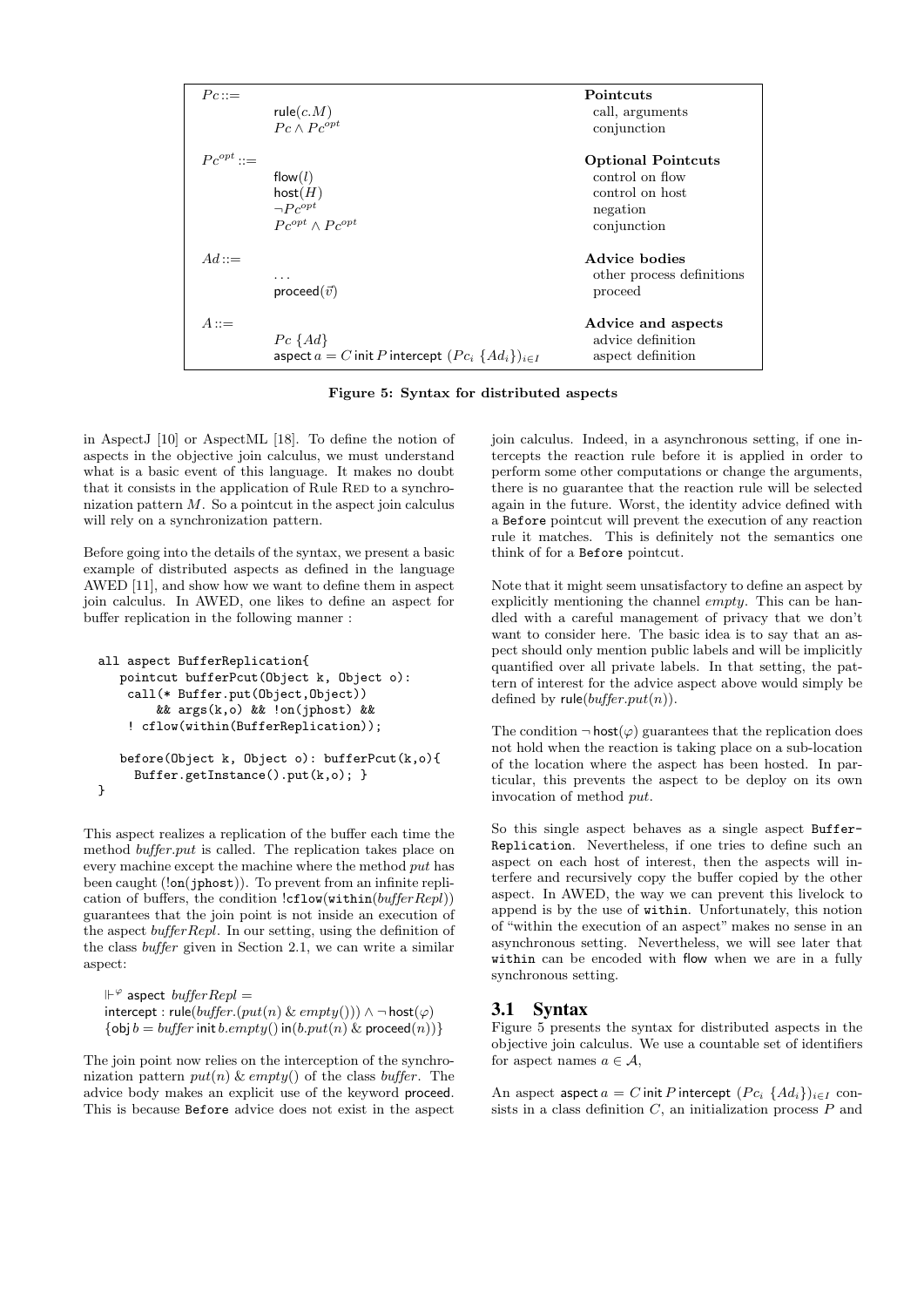| | | |
|---|---|---|
| $Pc ::=$ | | **Pointcuts** |
| | $\mathsf{rule}(c.M)$ | call, arguments |
| | $Pc \wedge Pc^{opt}$ | conjunction |
| $Pc^{opt} ::=$ | | **Optional Pointcuts** |
| | $\mathsf{flow}(l)$ | control on flow |
| | $\mathsf{host}(H)$ | control on host |
| | $\neg Pc^{opt}$ | negation |
| | $Pc^{opt} \wedge Pc^{opt}$ | conjunction |
| $Ad ::=$ | | **Advice bodies** |
| | $\ldots$ | other process definitions |
| | $\mathsf{proceed}(\vec{v})$ | proceed |
| $A ::=$ | | **Advice and aspects** |
| | $Pc\ \{Ad\}$ | advice definition |
| | $\mathsf{aspect}\ a = C\ \mathsf{init}\ P\ \mathsf{intercept}\ (Pc_i\ \{Ad_i\})_{i \in I}$ | aspect definition |

**Figure 5: Syntax for distributed aspects**

in AspectJ [10] or AspectML [18]. To define the notion of aspects in the objective join calculus, we must understand what is a basic event of this language. It makes no doubt that it consists in the application of Rule RED to a synchronization pattern $M$. So a pointcut in the aspect join calculus will rely on a synchronization pattern.

Before going into the details of the syntax, we present a basic example of distributed aspects as defined in the language AWED [11], and show how we want to define them in aspect join calculus. In AWED, one likes to define an aspect for buffer replication in the following manner :

```
all aspect BufferReplication{
   pointcut bufferPcut(Object k, Object o):
    call(* Buffer.put(Object,Object))
        && args(k,o) && !on(jphost) &&
    ! cflow(within(BufferReplication));

   before(Object k, Object o): bufferPcut(k,o){
     Buffer.getInstance().put(k,o); }
}
```

This aspect realizes a replication of the buffer each time the method *buffer.put* is called. The replication takes place on every machine except the machine where the method *put* has been caught (!on(jphost)). To prevent from an infinite replication of buffers, the condition !cflow(within(*bufferRepl*)) guarantees that the join point is not inside an execution of the aspect *bufferRepl*. In our setting, using the definition of the class *buffer* given in Section 2.1, we can write a similar aspect:

$\Vdash^{\varphi}$ aspect $bufferRepl =$
intercept : $\mathsf{rule}(buffer.(put(n)\ \&\ empty())) \wedge \neg\,\mathsf{host}(\varphi)$
$\{\mathsf{obj}\ b = buffer\ \mathsf{init}\ b.empty()\ \mathsf{in}(b.put(n)\ \&\ \mathsf{proceed}(n))\}$

The join point now relies on the interception of the synchronization pattern $put(n)\ \&\ empty()$ of the class *buffer*. The advice body makes an explicit use of the keyword proceed. This is because Before advice does not exist in the aspect join calculus. Indeed, in a asynchronous setting, if one intercepts the reaction rule before it is applied in order to perform some other computations or change the arguments, there is no guarantee that the reaction rule will be selected again in the future. Worst, the identity advice defined with a Before pointcut will prevent the execution of any reaction rule it matches. This is definitely not the semantics one think of for a Before pointcut.

Note that it might seem unsatisfactory to define an aspect by explicitly mentioning the channel *empty*. This can be handled with a careful management of privacy that we don't want to consider here. The basic idea is to say that an aspect should only mention public labels and will be implicitly quantified over all private labels. In that setting, the pattern of interest for the advice aspect above would simply be defined by $\mathsf{rule}(buffer.put(n))$.

The condition $\neg\,\mathsf{host}(\varphi)$ guarantees that the replication does not hold when the reaction is taking place on a sub-location of the location where the aspect has been hosted. In particular, this prevents the aspect to be deploy on its own invocation of method *put*.

So this single aspect behaves as a single aspect BufferReplication. Nevertheless, if one tries to define such an aspect on each host of interest, then the aspects will interfere and recursively copy the buffer copied by the other aspect. In AWED, the way we can prevent this livelock to append is by the use of within. Unfortunately, this notion of "within the execution of an aspect" makes no sense in an asynchronous setting. Nevertheless, we will see later that within can be encoded with flow when we are in a fully synchronous setting.

## 3.1 Syntax

Figure 5 presents the syntax for distributed aspects in the objective join calculus. We use a countable set of identifiers for aspect names $a \in \mathcal{A}$,

An aspect $\mathsf{aspect}\ a = C\ \mathsf{init}\ P\ \mathsf{intercept}\ (Pc_i\ \{Ad_i\})_{i \in I}$ consists in a class definition $C$, an initialization process $P$ and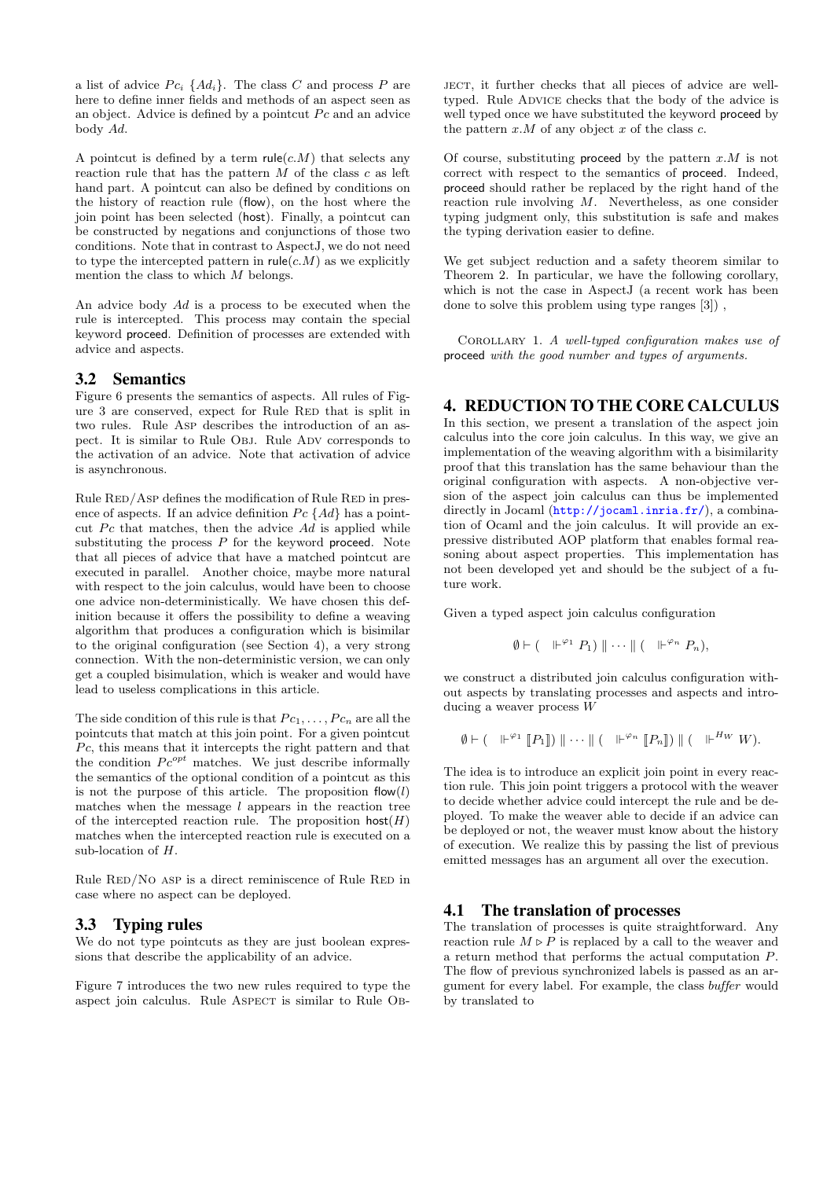a list of advice $Pc_i$ $\{Ad_i\}$. The class $C$ and process $P$ are here to define inner fields and methods of an aspect seen as an object. Advice is defined by a pointcut $Pc$ and an advice body $Ad$.

A pointcut is defined by a term $\mathsf{rule}(c.M)$ that selects any reaction rule that has the pattern $M$ of the class $c$ as left hand part. A pointcut can also be defined by conditions on the history of reaction rule (flow), on the host where the join point has been selected (host). Finally, a pointcut can be constructed by negations and conjunctions of those two conditions. Note that in contrast to AspectJ, we do not need to type the intercepted pattern in $\mathsf{rule}(c.M)$ as we explicitly mention the class to which $M$ belongs.

An advice body $Ad$ is a process to be executed when the rule is intercepted. This process may contain the special keyword proceed. Definition of processes are extended with advice and aspects.

## 3.2 Semantics

Figure 6 presents the semantics of aspects. All rules of Figure 3 are conserved, expect for Rule Red that is split in two rules. Rule Asp describes the introduction of an aspect. It is similar to Rule Obj. Rule Adv corresponds to the activation of an advice. Note that activation of advice is asynchronous.

Rule Red/Asp defines the modification of Rule Red in presence of aspects. If an advice definition $Pc$ $\{Ad\}$ has a pointcut $Pc$ that matches, then the advice $Ad$ is applied while substituting the process $P$ for the keyword proceed. Note that all pieces of advice that have a matched pointcut are executed in parallel. Another choice, maybe more natural with respect to the join calculus, would have been to choose one advice non-deterministically. We have chosen this definition because it offers the possibility to define a weaving algorithm that produces a configuration which is bisimilar to the original configuration (see Section 4), a very strong connection. With the non-deterministic version, we can only get a coupled bisimulation, which is weaker and would have lead to useless complications in this article.

The side condition of this rule is that $Pc_1, \ldots, Pc_n$ are all the pointcuts that match at this join point. For a given pointcut $Pc$, this means that it intercepts the right pattern and that the condition $Pc^{opt}$ matches. We just describe informally the semantics of the optional condition of a pointcut as this is not the purpose of this article. The proposition $\mathsf{flow}(l)$ matches when the message $l$ appears in the reaction tree of the intercepted reaction rule. The proposition $\mathsf{host}(H)$ matches when the intercepted reaction rule is executed on a sub-location of $H$.

Rule Red/No asp is a direct reminiscence of Rule Red in case where no aspect can be deployed.

## 3.3 Typing rules

We do not type pointcuts as they are just boolean expressions that describe the applicability of an advice.

Figure 7 introduces the two new rules required to type the aspect join calculus. Rule Aspect is similar to Rule Object, it further checks that all pieces of advice are well-typed. Rule Advice checks that the body of the advice is well typed once we have substituted the keyword proceed by the pattern $x.M$ of any object $x$ of the class $c$.

Of course, substituting proceed by the pattern $x.M$ is not correct with respect to the semantics of proceed. Indeed, proceed should rather be replaced by the right hand of the reaction rule involving $M$. Nevertheless, as one consider typing judgment only, this substitution is safe and makes the typing derivation easier to define.

We get subject reduction and a safety theorem similar to Theorem 2. In particular, we have the following corollary, which is not the case in AspectJ (a recent work has been done to solve this problem using type ranges [3]) ,

Corollary 1. *A well-typed configuration makes use of* proceed *with the good number and types of arguments.*

# 4. REDUCTION TO THE CORE CALCULUS

In this section, we present a translation of the aspect join calculus into the core join calculus. In this way, we give an implementation of the weaving algorithm with a bisimilarity proof that this translation has the same behaviour than the original configuration with aspects. A non-objective version of the aspect join calculus can thus be implemented directly in Jocaml (http://jocaml.inria.fr/), a combination of Ocaml and the join calculus. It will provide an expressive distributed AOP platform that enables formal reasoning about aspect properties. This implementation has not been developed yet and should be the subject of a future work.

Given a typed aspect join calculus configuration

$$\emptyset \vdash (\ \Vdash^{\varphi_1} P_1) \parallel \cdots \parallel (\ \Vdash^{\varphi_n} P_n),$$

we construct a distributed join calculus configuration without aspects by translating processes and aspects and introducing a weaver process $W$

$$\emptyset \vdash (\ \Vdash^{\varphi_1} [\![P_1]\!]) \parallel \cdots \parallel (\ \Vdash^{\varphi_n} [\![P_n]\!]) \parallel (\ \Vdash^{H_W} W).$$

The idea is to introduce an explicit join point in every reaction rule. This join point triggers a protocol with the weaver to decide whether advice could intercept the rule and be deployed. To make the weaver able to decide if an advice can be deployed or not, the weaver must know about the history of execution. We realize this by passing the list of previous emitted messages has an argument all over the execution.

## 4.1 The translation of processes

The translation of processes is quite straightforward. Any reaction rule $M \triangleright P$ is replaced by a call to the weaver and a return method that performs the actual computation $P$. The flow of previous synchronized labels is passed as an argument for every label. For example, the class *buffer* would by translated to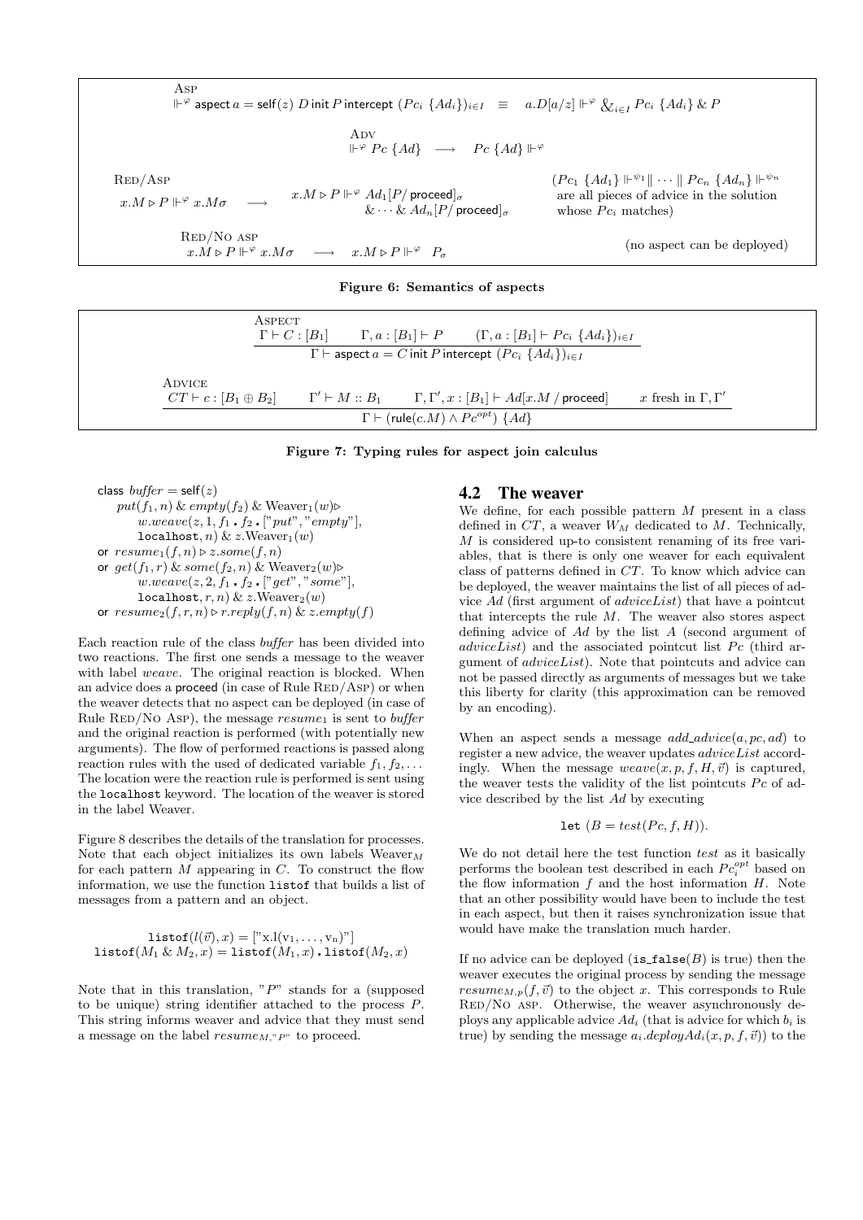Asp

$$\Vdash^{\varphi} \mathsf{aspect}\ a = \mathsf{self}(z)\ D\ \mathsf{init}\ P\ \mathsf{intercept}\ (Pc_i\ \{Ad_i\})_{i \in I} \quad \equiv \quad a.D[a/z] \Vdash^{\varphi} \&_{i \in I} Pc_i\ \{Ad_i\}\ \&\ P$$

Adv

$$\Vdash^{\varphi} Pc\ \{Ad\} \quad \longrightarrow \quad Pc\ \{Ad\} \Vdash^{\varphi}$$

Red/Asp

$$x.M \triangleright P \Vdash^{\varphi} x.M\sigma \quad \longrightarrow \quad x.M \triangleright P \Vdash^{\varphi} Ad_1[P/\mathsf{proceed}]_{\sigma}\ \& \cdots \&\ Ad_n[P/\mathsf{proceed}]_{\sigma}$$

$(Pc_1\ \{Ad_1\} \Vdash^{\psi_1} \| \cdots \|\ Pc_n\ \{Ad_n\} \Vdash^{\psi_n}$ are all pieces of advice in the solution whose $Pc_i$ matches)

Red/No asp

$$x.M \triangleright P \Vdash^{\varphi} x.M\sigma \quad \longrightarrow \quad x.M \triangleright P \Vdash^{\varphi} P_{\sigma}$$

(no aspect can be deployed)

**Figure 6: Semantics of aspects**

Aspect

$$\frac{\Gamma \vdash C : [B_1] \qquad \Gamma, a : [B_1] \vdash P \qquad (\Gamma, a : [B_1] \vdash Pc_i\ \{Ad_i\})_{i \in I}}{\Gamma \vdash \mathsf{aspect}\ a = C\ \mathsf{init}\ P\ \mathsf{intercept}\ (Pc_i\ \{Ad_i\})_{i \in I}}$$

Advice

$$\frac{CT \vdash c : [B_1 \oplus B_2] \qquad \Gamma' \vdash M :: B_1 \qquad \Gamma, \Gamma', x : [B_1] \vdash Ad[x.M\,/\,\mathsf{proceed}] \qquad x \text{ fresh in } \Gamma, \Gamma'}{\Gamma \vdash (\mathsf{rule}(c.M) \wedge Pc^{opt})\ \{Ad\}}$$

**Figure 7: Typing rules for aspect join calculus**

$$
\begin{array}{l}
\mathsf{class}\ buffer = \mathsf{self}(z) \\
\quad put(f_1, n)\ \&\ empty(f_2)\ \&\ \text{Weaver}_1(w) \triangleright \\
\qquad w.weave(z, 1, f_1 \centerdot f_2 \centerdot [\text{"}put\text{"}, \text{"}empty\text{"}], \\
\qquad \mathtt{localhost}, n)\ \&\ z.\text{Weaver}_1(w) \\
\mathsf{or}\ resume_1(f, n) \triangleright z.some(f, n) \\
\mathsf{or}\ get(f_1, r)\ \&\ some(f_2, n)\ \&\ \text{Weaver}_2(w) \triangleright \\
\qquad w.weave(z, 2, f_1 \centerdot f_2 \centerdot [\text{"}get\text{"}, \text{"}some\text{"}], \\
\qquad \mathtt{localhost}, r, n)\ \&\ z.\text{Weaver}_2(w) \\
\mathsf{or}\ resume_2(f, r, n) \triangleright r.reply(f, n)\ \&\ z.empty(f)
\end{array}
$$

Each reaction rule of the class *buffer* has been divided into two reactions. The first one sends a message to the weaver with label *weave*. The original reaction is blocked. When an advice does a proceed (in case of Rule Red/Asp) or when the weaver detects that no aspect can be deployed (in case of Rule Red/No Asp), the message $resume_1$ is sent to *buffer* and the original reaction is performed (with potentially new arguments). The flow of performed reactions is passed along reaction rules with the used of dedicated variable $f_1, f_2, \ldots$ The location were the reaction rule is performed is sent using the localhost keyword. The location of the weaver is stored in the label Weaver.

Figure 8 describes the details of the translation for processes. Note that each object initializes its own labels $\text{Weaver}_M$ for each pattern $M$ appearing in $C$. To construct the flow information, we use the function listof that builds a list of messages from a pattern and an object.

$$\mathtt{listof}(l(\vec{v}), x) = [\text{"x.l}(v_1, \ldots, v_n)\text{"}]$$
$$\mathtt{listof}(M_1\ \&\ M_2, x) = \mathtt{listof}(M_1, x) \centerdot \mathtt{listof}(M_2, x)$$

Note that in this translation, "$P$" stands for a (supposed to be unique) string identifier attached to the process $P$. This string informs weaver and advice that they must send a message on the label $resume_{M,\text{"}P\text{"}}$ to proceed.

## 4.2 The weaver

We define, for each possible pattern $M$ present in a class defined in $CT$, a weaver $W_M$ dedicated to $M$. Technically, $M$ is considered up-to consistent renaming of its free variables, that is there is only one weaver for each equivalent class of patterns defined in $CT$. To know which advice can be deployed, the weaver maintains the list of all pieces of advice $Ad$ (first argument of *adviceList*) that have a pointcut that intercepts the rule $M$. The weaver also stores aspect defining advice of $Ad$ by the list $A$ (second argument of *adviceList*) and the associated pointcut list $Pc$ (third argument of *adviceList*). Note that pointcuts and advice can not be passed directly as arguments of messages but we take this liberty for clarity (this approximation can be removed by an encoding).

When an aspect sends a message $add\_advice(a, pc, ad)$ to register a new advice, the weaver updates *adviceList* accordingly. When the message $weave(x, p, f, H, \vec{v})$ is captured, the weaver tests the validity of the list pointcuts $Pc$ of advice described by the list $Ad$ by executing

$$\mathtt{let}\ (B = test(Pc, f, H)).$$

We do not detail here the test function *test* as it basically performs the boolean test described in each $Pc_i^{opt}$ based on the flow information $f$ and the host information $H$. Note that an other possibility would have been to include the test in each aspect, but then it raises synchronization issue that would have make the translation much harder.

If no advice can be deployed ($\mathtt{is\_false}(B)$ is true) then the weaver executes the original process by sending the message $resume_{M,p}(f, \vec{v})$ to the object $x$. This corresponds to Rule Red/No asp. Otherwise, the weaver asynchronously deploys any applicable advice $Ad_i$ (that is advice for which $b_i$ is true) by sending the message $a_i.deployAd_i(x, p, f, \vec{v}))$ to the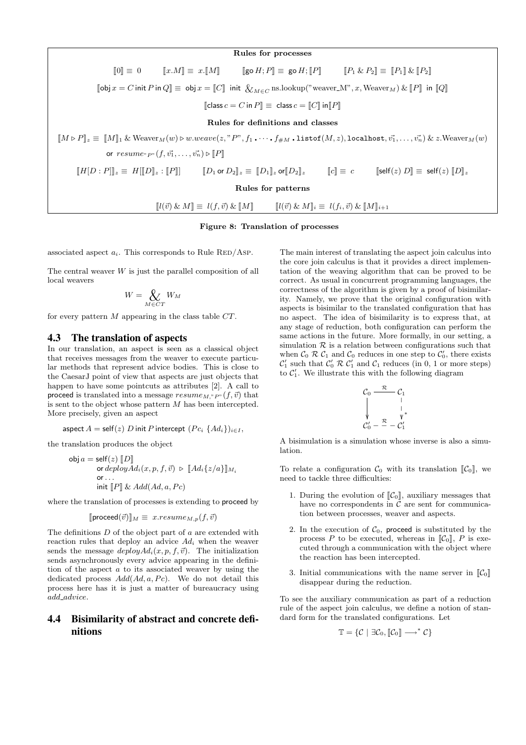**Rules for processes**

$$[\![0]\!] \equiv 0 \qquad [\![x.M]\!] \equiv x.[\![M]\!] \qquad [\![\mathsf{go}\,H;P]\!] \equiv \mathsf{go}\,H;[\![P]\!] \qquad [\![P_1 \,\&\, P_2]\!] \equiv [\![P_1]\!] \,\&\, [\![P_2]\!]$$

$$[\![\mathsf{obj}\,x = C\,\mathsf{init}\,P\,\mathsf{in}\,Q]\!] \equiv \mathsf{obj}\,x = [\![C]\!] \ \mathsf{init}\ \textstyle\&_{M\in C}\,\text{ns.lookup}(\text{"weaver\_M"}, x, \text{Weaver}_M) \,\&\, [\![P]\!] \ \mathsf{in}\ [\![Q]\!]$$

$$[\![\mathsf{class}\,c = C\,\mathsf{in}\,P]\!] \equiv \mathsf{class}\,c = [\![C]\!]\,\mathsf{in}[\![P]\!]$$

**Rules for definitions and classes**

$$[\![M \triangleright P]\!]_z \equiv [\![M]\!]_1 \,\&\, \text{Weaver}_M(w) \triangleright w.weave(z, \text{"}P\text{"}, f_1 \boldsymbol{.} \cdots \boldsymbol{.} f_{\#M} \boldsymbol{.}\, \texttt{listof}(M, z), \texttt{localhost}, \vec{v_1}, \ldots, \vec{v_n}) \,\&\, z.\text{Weaver}_M(w)$$

$$\mathsf{or}\ resume_{\text{"}P\text{"}}(f, \vec{v_1}, \ldots, \vec{v_n}) \triangleright [\![P]\!]$$

$$[\![H[D:P]]\!]_z \equiv H[[\![D]\!]_z : [\![P]\!]] \qquad [\![D_1\,\mathsf{or}\,D_2]\!]_z \equiv [\![D_1]\!]_z\,\mathsf{or}[\![D_2]\!]_z \qquad [\![c]\!] \equiv c \qquad [\![\mathsf{self}(z)\ D]\!] \equiv \mathsf{self}(z)\ [\![D]\!]_z$$

**Rules for patterns**

$$[\![l(\vec{v}) \,\&\, M]\!] \equiv l(f, \vec{v}) \,\&\, [\![M]\!] \qquad [\![l(\vec{v}) \,\&\, M]\!]_i \equiv l(f_i, \vec{v}) \,\&\, [\![M]\!]_{i+1}$$

**Figure 8: Translation of processes**

associated aspect $a_i$. This corresponds to Rule RED/ASP.

The central weaver $W$ is just the parallel composition of all local weavers

$$W = \underset{M\in CT}{\&} W_M$$

for every pattern $M$ appearing in the class table $CT$.

## 4.3 The translation of aspects

In our translation, an aspect is seen as a classical object that receives messages from the weaver to execute particular methods that represent advice bodies. This is close to the CaesarJ point of view that aspects are just objects that happen to have some pointcuts as attributes [2]. A call to proceed is translated into a message $resume_{M,\text{"}P\text{"}}(f, \vec{v})$ that is sent to the object whose pattern $M$ has been intercepted. More precisely, given an aspect

$$\mathsf{aspect}\ A = \mathsf{self}(z)\ D\,\mathsf{init}\,P\,\mathsf{intercept}\ (Pc_i\ \{Ad_i\})_{i\in I},$$

the translation produces the object

$$\begin{aligned}\mathsf{obj}\,a = {} & \mathsf{self}(z)\ [\![D]\!] \\ & \mathsf{or}\,deployAd_i(x, p, f, \vec{v}) \ \triangleright\ [\![Ad_i\{z/a\}]\!]_{M_i} \\ & \mathsf{or} \ldots \\ & \mathsf{init}\ [\![P]\!] \,\&\, Add(Ad, a, Pc)\end{aligned}$$

where the translation of processes is extending to proceed by

$$[\![\mathsf{proceed}(\vec{v})]\!]_M \equiv x.resume_{M,p}(f, \vec{v})$$

The definitions $D$ of the object part of $a$ are extended with reaction rules that deploy an advice $Ad_i$ when the weaver sends the message $deployAd_i(x, p, f, \vec{v})$. The initialization sends asynchronously every advice appearing in the definition of the aspect $a$ to its associated weaver by using the dedicated process $Add(Ad, a, Pc)$. We do not detail this process here has it is just a matter of bureaucracy using *add_advice*.

## 4.4 Bisimilarity of abstract and concrete definitions

The main interest of translating the aspect join calculus into the core join calculus is that it provides a direct implementation of the weaving algorithm that can be proved to be correct. As usual in concurrent programming languages, the correctness of the algorithm is given by a proof of bisimilarity. Namely, we prove that the original configuration with aspects is bisimilar to the translated configuration that has no aspect. The idea of bisimilarity is to express that, at any stage of reduction, both configuration can perform the same actions in the future. More formally, in our setting, a simulation $\mathcal{R}$ is a relation between configurations such that when $\mathcal{C}_0\ \mathcal{R}\ \mathcal{C}_1$ and $\mathcal{C}_0$ reduces in one step to $\mathcal{C}_0'$, there exists $\mathcal{C}_1'$ such that $\mathcal{C}_0'\ \mathcal{R}\ \mathcal{C}_1'$ and $\mathcal{C}_1$ reduces (in 0, 1 or more steps) to $\mathcal{C}_1'$. We illustrate this with the following diagram

$$\begin{array}{ccc}\mathcal{C}_0 & \xrightarrow{\ \mathcal{R}\ } & \mathcal{C}_1 \\ \downarrow & & \downarrow^{*} \\ \mathcal{C}_0' & - \overset{\mathcal{R}}{-} - & \mathcal{C}_1'\end{array}$$

A bisimulation is a simulation whose inverse is also a simulation.

To relate a configuration $\mathcal{C}_0$ with its translation $[\![\mathcal{C}_0]\!]$, we need to tackle three difficulties:

1. During the evolution of $[\![\mathcal{C}_0]\!]$, auxiliary messages that have no correspondents in $\mathcal{C}$ are sent for communication between processes, weaver and aspects.
2. In the execution of $\mathcal{C}_0$, proceed is substituted by the process $P$ to be executed, whereas in $[\![\mathcal{C}_0]\!]$, $P$ is executed through a communication with the object where the reaction has been intercepted.
3. Initial communications with the name server in $[\![\mathcal{C}_0]\!]$ disappear during the reduction.

To see the auxiliary communication as part of a reduction rule of the aspect join calculus, we define a notion of standard form for the translated configurations. Let

$$\mathbb{T} = \{\mathcal{C} \mid \exists \mathcal{C}_0, [\![\mathcal{C}_0]\!] \longrightarrow^* \mathcal{C}\}$$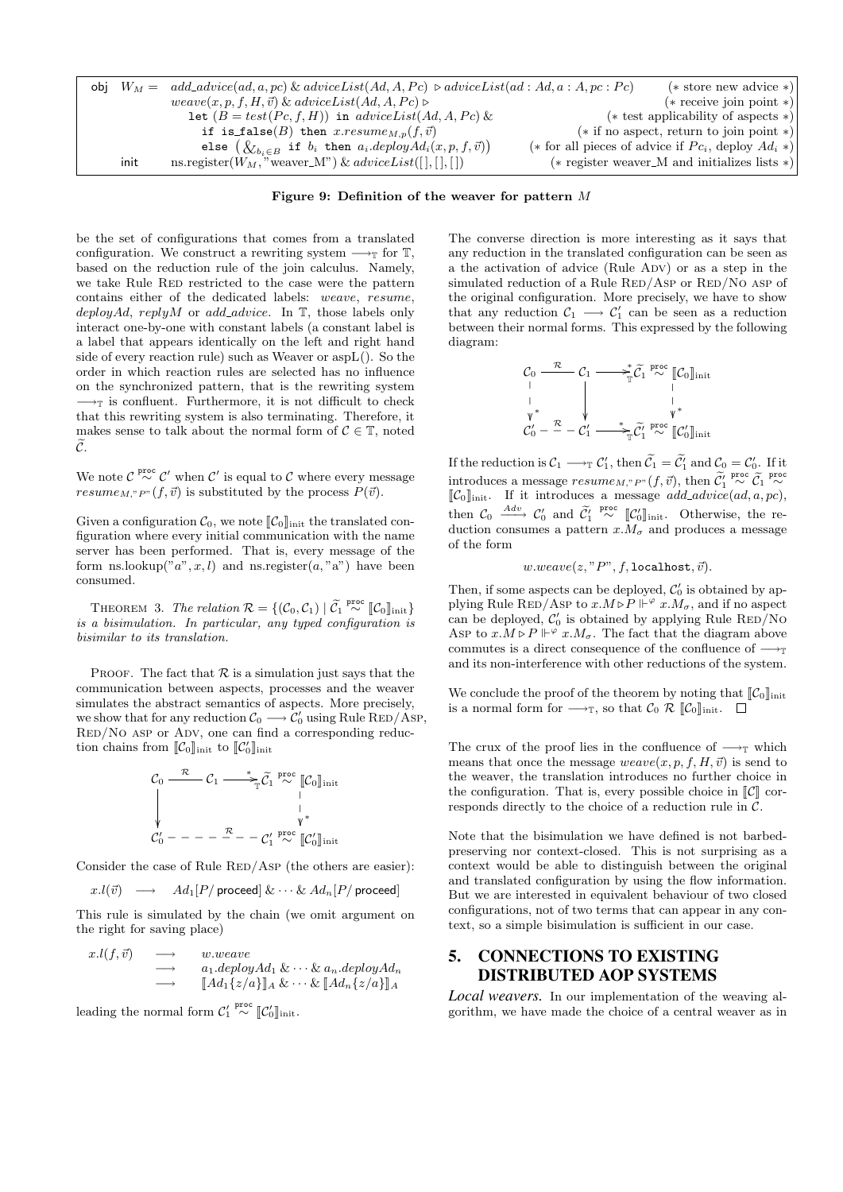| obj | $W_M =$ | $add\_advice(ad, a, pc)$ & $adviceList(Ad, A, Pc)$ $\triangleright$ $adviceList(ad : Ad, a : A, pc : Pc)$ | (* store new advice *) |
|---|---|---|---|
| | | $weave(x, p, f, H, \vec{v})$ & $adviceList(Ad, A, Pc)$ $\triangleright$ | (* receive join point *) |
| | | let $(B = test(Pc, f, H))$ in $adviceList(Ad, A, Pc)$ & | (* test applicability of aspects *) |
| | | if is_false$(B)$ then $x.resume_{M,p}(f, \vec{v})$ | (* if no aspect, return to join point *) |
| | | else $\big(\&_{b_i \in B}$ if $b_i$ then $a_i.deployAd_i(x, p, f, \vec{v})\big)$ | (* for all pieces of advice if $Pc_i$, deploy $Ad_i$ *) |
| | init | ns.register($W_M$, "weaver_M") & $adviceList([], [], [])$ | (* register weaver_M and initializes lists *) |

**Figure 9: Definition of the weaver for pattern $M$**

be the set of configurations that comes from a translated configuration. We construct a rewriting system $\longrightarrow_{\mathbb{T}}$ for $\mathbb{T}$, based on the reduction rule of the join calculus. Namely, we take Rule Red restricted to the case were the pattern contains either of the dedicated labels: *weave*, *resume*, *deployAd*, *replyM* or *add_advice*. In $\mathbb{T}$, those labels only interact one-by-one with constant labels (a constant label is a label that appears identically on the left and right hand side of every reaction rule) such as Weaver or aspL(). So the order in which reaction rules are selected has no influence on the synchronized pattern, that is the rewriting system $\longrightarrow_{\mathbb{T}}$ is confluent. Furthermore, it is not difficult to check that this rewriting system is also terminating. Therefore, it makes sense to talk about the normal form of $\mathcal{C} \in \mathbb{T}$, noted $\widetilde{\mathcal{C}}$.

We note $\mathcal{C} \overset{\text{proc}}{\sim} \mathcal{C}'$ when $\mathcal{C}'$ is equal to $\mathcal{C}$ where every message $resume_{M,"P"}(f, \vec{v})$ is substituted by the process $P(\vec{v})$.

Given a configuration $\mathcal{C}_0$, we note $[\![\mathcal{C}_0]\!]_{\text{init}}$ the translated configuration where every initial communication with the name server has been performed. That is, every message of the form ns.lookup("$a$", $x$, $l$) and ns.register($a$, "a") have been consumed.

THEOREM 3. *The relation $\mathcal{R} = \{(\mathcal{C}_0, \mathcal{C}_1) \mid \widetilde{\mathcal{C}_1} \overset{\text{proc}}{\sim} [\![\mathcal{C}_0]\!]_{\text{init}}\}$ is a bisimulation. In particular, any typed configuration is bisimilar to its translation.*

PROOF. The fact that $\mathcal{R}$ is a simulation just says that the communication between aspects, processes and the weaver simulates the abstract semantics of aspects. More precisely, we show that for any reduction $\mathcal{C}_0 \longrightarrow \mathcal{C}_0'$ using Rule Red/Asp, Red/No asp or Adv, one can find a corresponding reduction chains from $[\![\mathcal{C}_0]\!]_{\text{init}}$ to $[\![\mathcal{C}_0']\!]_{\text{init}}$

$$
\begin{array}{ccccc}
\mathcal{C}_0 & \overset{\mathcal{R}}{\text{———}} & \mathcal{C}_1 \xrightarrow{\;*\;}_{\mathbb{T}} \widetilde{\mathcal{C}}_1 & \overset{\text{proc}}{\sim} & [\![\mathcal{C}_0]\!]_{\text{init}} \\
\downarrow & & & & \downarrow^{*} \\
\mathcal{C}_0' & - - - - \overset{\mathcal{R}}{-} - - & \mathcal{C}_1' & \overset{\text{proc}}{\sim} & [\![\mathcal{C}_0']\!]_{\text{init}}
\end{array}
$$

Consider the case of Rule Red/Asp (the others are easier):

$$x.l(\vec{v}) \quad \longrightarrow \quad Ad_1[P/\,\mathsf{proceed}] \;\&\; \cdots \;\&\; Ad_n[P/\,\mathsf{proceed}]$$

This rule is simulated by the chain (we omit argument on the right for saving place)

$$
\begin{array}{rcl}
x.l(f, \vec{v}) & \longrightarrow & w.weave \\
& \longrightarrow & a_1.deployAd_1 \;\&\; \cdots \;\&\; a_n.deployAd_n \\
& \longrightarrow & [\![Ad_1\{z/a\}]\!]_A \;\&\; \cdots \;\&\; [\![Ad_n\{z/a\}]\!]_A
\end{array}
$$

leading the normal form $\mathcal{C}_1' \overset{\text{proc}}{\sim} [\![\mathcal{C}_0']\!]_{\text{init}}$.

The converse direction is more interesting as it says that any reduction in the translated configuration can be seen as a the activation of advice (Rule Adv) or as a step in the simulated reduction of a Rule Red/Asp or Red/No asp of the original configuration. More precisely, we have to show that any reduction $\mathcal{C}_1 \longrightarrow \mathcal{C}_1'$ can be seen as a reduction between their normal forms. This expressed by the following diagram:

$$
\begin{array}{ccccc}
\mathcal{C}_0 & \overset{\mathcal{R}}{\text{———}} & \mathcal{C}_1 \xrightarrow{\;*\;}_{\mathbb{T}} \widetilde{\mathcal{C}}_1 & \overset{\text{proc}}{\sim} & [\![\mathcal{C}_0]\!]_{\text{init}} \\
\downarrow^{*} & & \downarrow & & \downarrow^{*} \\
\mathcal{C}_0' & - \overset{\mathcal{R}}{-} - & \mathcal{C}_1' \xrightarrow{\;*\;}_{\mathbb{T}} \widetilde{\mathcal{C}}_1' & \overset{\text{proc}}{\sim} & [\![\mathcal{C}_0']\!]_{\text{init}}
\end{array}
$$

If the reduction is $\mathcal{C}_1 \longrightarrow_{\mathbb{T}} \mathcal{C}_1'$, then $\widetilde{\mathcal{C}_1} = \widetilde{\mathcal{C}_1'}$ and $\mathcal{C}_0 = \mathcal{C}_0'$. If it introduces a message $resume_{M,"P"}(f, \vec{v})$, then $\widetilde{\mathcal{C}}_1' \overset{\text{proc}}{\sim} \widetilde{\mathcal{C}}_1 \overset{\text{proc}}{\sim} [\![\mathcal{C}_0]\!]_{\text{init}}$. If it introduces a message $add\_advice(ad, a, pc)$, then $\mathcal{C}_0 \xrightarrow{Adv} \mathcal{C}_0'$ and $\widetilde{\mathcal{C}}_1' \overset{\text{proc}}{\sim} [\![\mathcal{C}_0']\!]_{\text{init}}$. Otherwise, the reduction consumes a pattern $x.M_\sigma$ and produces a message of the form

$$w.weave(z, "P", f, \texttt{localhost}, \vec{v}).$$

Then, if some aspects can be deployed, $\mathcal{C}_0'$ is obtained by applying Rule Red/Asp to $x.M \triangleright P \Vdash^{\varphi} x.M_\sigma$, and if no aspect can be deployed, $\mathcal{C}_0'$ is obtained by applying Rule Red/No Asp to $x.M \triangleright P \Vdash^{\varphi} x.M_\sigma$. The fact that the diagram above commutes is a direct consequence of the confluence of $\longrightarrow_{\mathbb{T}}$ and its non-interference with other reductions of the system.

We conclude the proof of the theorem by noting that $[\![\mathcal{C}_0]\!]_{\text{init}}$ is a normal form for $\longrightarrow_{\mathbb{T}}$, so that $\mathcal{C}_0 \;\mathcal{R}\; [\![\mathcal{C}_0]\!]_{\text{init}}$. $\square$

The crux of the proof lies in the confluence of $\longrightarrow_{\mathbb{T}}$ which means that once the message $weave(x, p, f, H, \vec{v})$ is send to the weaver, the translation introduces no further choice in the configuration. That is, every possible choice in $[\![\mathcal{C}]\!]$ corresponds directly to the choice of a reduction rule in $\mathcal{C}$.

Note that the bisimulation we have defined is not barbed-preserving nor context-closed. This is not surprising as a context would be able to distinguish between the original and translated configuration by using the flow information. But we are interested in equivalent behaviour of two closed configurations, not of two terms that can appear in any context, so a simple bisimulation is sufficient in our case.

## 5. CONNECTIONS TO EXISTING DISTRIBUTED AOP SYSTEMS

***Local weavers.*** In our implementation of the weaving algorithm, we have made the choice of a central weaver as in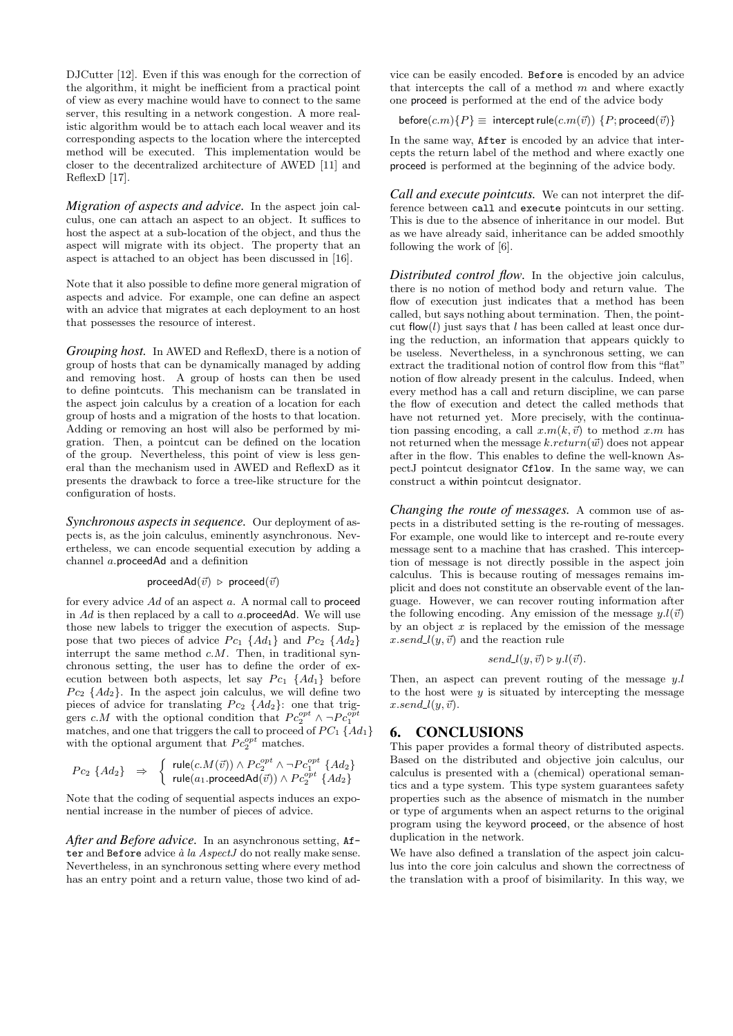DJCutter [12]. Even if this was enough for the correction of the algorithm, it might be inefficient from a practical point of view as every machine would have to connect to the same server, this resulting in a network congestion. A more realistic algorithm would be to attach each local weaver and its corresponding aspects to the location where the intercepted method will be executed. This implementation would be closer to the decentralized architecture of AWED [11] and ReflexD [17].

***Migration of aspects and advice.*** In the aspect join calculus, one can attach an aspect to an object. It suffices to host the aspect at a sub-location of the object, and thus the aspect will migrate with its object. The property that an aspect is attached to an object has been discussed in [16].

Note that it also possible to define more general migration of aspects and advice. For example, one can define an aspect with an advice that migrates at each deployment to an host that possesses the resource of interest.

***Grouping host.*** In AWED and ReflexD, there is a notion of group of hosts that can be dynamically managed by adding and removing host. A group of hosts can then be used to define pointcuts. This mechanism can be translated in the aspect join calculus by a creation of a location for each group of hosts and a migration of the hosts to that location. Adding or removing an host will also be performed by migration. Then, a pointcut can be defined on the location of the group. Nevertheless, this point of view is less general than the mechanism used in AWED and ReflexD as it presents the drawback to force a tree-like structure for the configuration of hosts.

***Synchronous aspects in sequence.*** Our deployment of aspects is, as the join calculus, eminently asynchronous. Nevertheless, we can encode sequential execution by adding a channel $a.\mathsf{proceedAd}$ and a definition

$$\mathsf{proceedAd}(\vec{v}) \triangleright \mathsf{proceed}(\vec{v})$$

for every advice $Ad$ of an aspect $a$. A normal call to proceed in $Ad$ is then replaced by a call to $a.\mathsf{proceedAd}$. We will use those new labels to trigger the execution of aspects. Suppose that two pieces of advice $Pc_1$ $\{Ad_1\}$ and $Pc_2$ $\{Ad_2\}$ interrupt the same method $c.M$. Then, in traditional synchronous setting, the user has to define the order of execution between both aspects, let say $Pc_1$ $\{Ad_1\}$ before $Pc_2$ $\{Ad_2\}$. In the aspect join calculus, we will define two pieces of advice for translating $Pc_2$ $\{Ad_2\}$: one that triggers $c.M$ with the optional condition that $Pc_2^{opt} \wedge \neg Pc_1^{opt}$ matches, and one that triggers the call to proceed of $PC_1$ $\{Ad_1\}$ with the optional argument that $Pc_2^{opt}$ matches.

$$Pc_2\ \{Ad_2\} \quad \Rightarrow \quad \left\{ \begin{array}{l} \mathsf{rule}(c.M(\vec{v})) \wedge Pc_2^{opt} \wedge \neg Pc_1^{opt}\ \{Ad_2\} \\ \mathsf{rule}(a_1.\mathsf{proceedAd}(\vec{v})) \wedge Pc_2^{opt}\ \{Ad_2\} \end{array} \right.$$

Note that the coding of sequential aspects induces an exponential increase in the number of pieces of advice.

***After and Before advice.*** In an asynchronous setting, `After` and `Before` advice *à la AspectJ* do not really make sense. Nevertheless, in an synchronous setting where every method has an entry point and a return value, those two kind of advice can be easily encoded. `Before` is encoded by an advice that intercepts the call of a method $m$ and where exactly one proceed is performed at the end of the advice body

$$\mathsf{before}(c.m)\{P\} \equiv \text{ intercept rule}(c.m(\vec{v}))\ \{P; \mathsf{proceed}(\vec{v})\}$$

In the same way, `After` is encoded by an advice that intercepts the return label of the method and where exactly one proceed is performed at the beginning of the advice body.

***Call and execute pointcuts.*** We can not interpret the difference between `call` and `execute` pointcuts in our setting. This is due to the absence of inheritance in our model. But as we have already said, inheritance can be added smoothly following the work of [6].

***Distributed control flow.*** In the objective join calculus, there is no notion of method body and return value. The flow of execution just indicates that a method has been called, but says nothing about termination. Then, the pointcut $\mathsf{flow}(l)$ just says that $l$ has been called at least once during the reduction, an information that appears quickly to be useless. Nevertheless, in a synchronous setting, we can extract the traditional notion of control flow from this "flat" notion of flow already present in the calculus. Indeed, when every method has a call and return discipline, we can parse the flow of execution and detect the called methods that have not returned yet. More precisely, with the continuation passing encoding, a call $x.m(k, \vec{v})$ to method $x.m$ has not returned when the message $k.return(\vec{w})$ does not appear after in the flow. This enables to define the well-known AspectJ pointcut designator `Cflow`. In the same way, we can construct a within pointcut designator.

***Changing the route of messages.*** A common use of aspects in a distributed setting is the re-routing of messages. For example, one would like to intercept and re-route every message sent to a machine that has crashed. This interception of message is not directly possible in the aspect join calculus. This is because routing of messages remains implicit and does not constitute an observable event of the language. However, we can recover routing information after the following encoding. Any emission of the message $y.l(\vec{v})$ by an object $x$ is replaced by the emission of the message $x.send\_l(y, \vec{v})$ and the reaction rule

$$send\_l(y, \vec{v}) \triangleright y.l(\vec{v}).$$

Then, an aspect can prevent routing of the message $y.l$ to the host were $y$ is situated by intercepting the message $x.send\_l(y, \vec{v})$.

## 6. CONCLUSIONS

This paper provides a formal theory of distributed aspects. Based on the distributed and objective join calculus, our calculus is presented with a (chemical) operational semantics and a type system. This type system guarantees safety properties such as the absence of mismatch in the number or type of arguments when an aspect returns to the original program using the keyword proceed, or the absence of host duplication in the network.

We have also defined a translation of the aspect join calculus into the core join calculus and shown the correctness of the translation with a proof of bisimilarity. In this way, we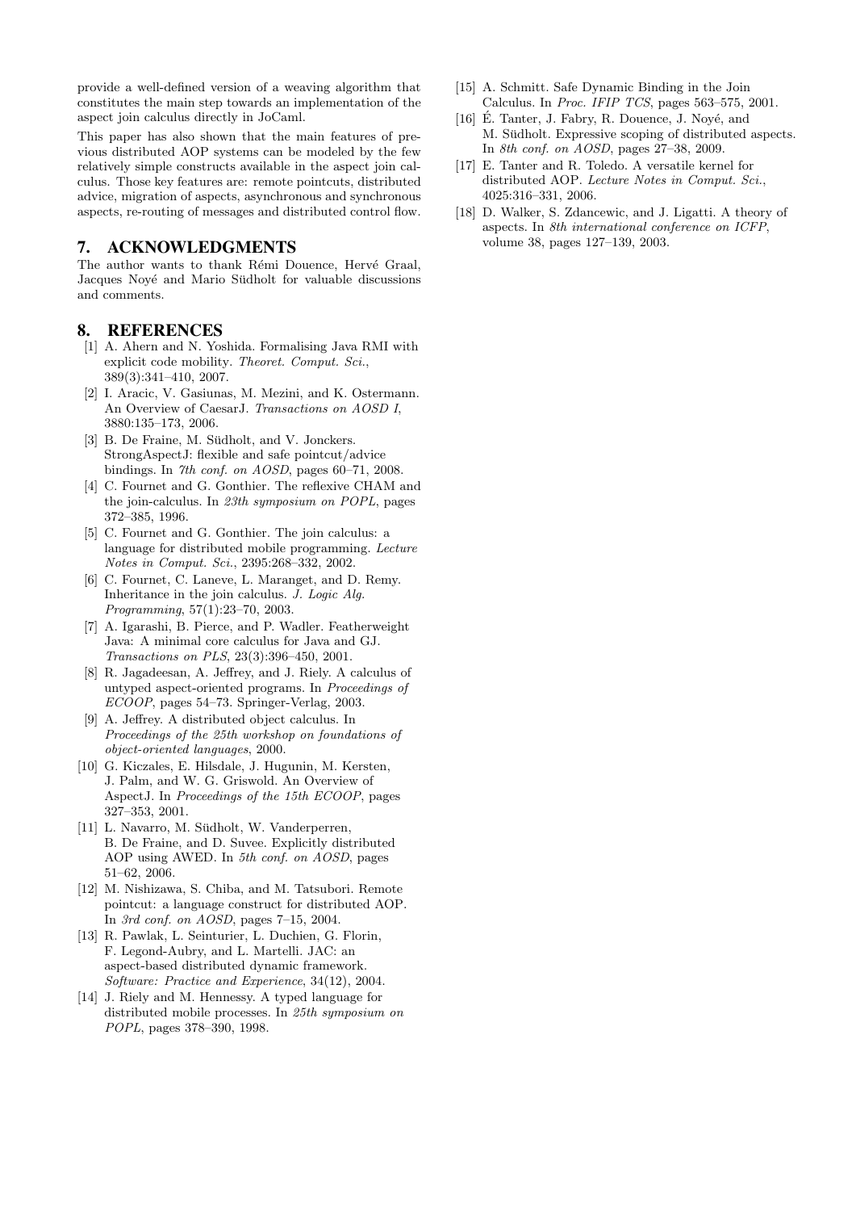provide a well-defined version of a weaving algorithm that constitutes the main step towards an implementation of the aspect join calculus directly in JoCaml.

This paper has also shown that the main features of previous distributed AOP systems can be modeled by the few relatively simple constructs available in the aspect join calculus. Those key features are: remote pointcuts, distributed advice, migration of aspects, asynchronous and synchronous aspects, re-routing of messages and distributed control flow.

## 7. ACKNOWLEDGMENTS

The author wants to thank Rémi Douence, Hervé Graal, Jacques Noyé and Mario Südholt for valuable discussions and comments.

## 8. REFERENCES

- [1] A. Ahern and N. Yoshida. Formalising Java RMI with explicit code mobility. *Theoret. Comput. Sci.*, 389(3):341–410, 2007.
- [2] I. Aracic, V. Gasiunas, M. Mezini, and K. Ostermann. An Overview of CaesarJ. *Transactions on AOSD I*, 3880:135–173, 2006.
- [3] B. De Fraine, M. Südholt, and V. Jonckers. StrongAspectJ: flexible and safe pointcut/advice bindings. In *7th conf. on AOSD*, pages 60–71, 2008.
- [4] C. Fournet and G. Gonthier. The reflexive CHAM and the join-calculus. In *23th symposium on POPL*, pages 372–385, 1996.
- [5] C. Fournet and G. Gonthier. The join calculus: a language for distributed mobile programming. *Lecture Notes in Comput. Sci.*, 2395:268–332, 2002.
- [6] C. Fournet, C. Laneve, L. Maranget, and D. Remy. Inheritance in the join calculus. *J. Logic Alg. Programming*, 57(1):23–70, 2003.
- [7] A. Igarashi, B. Pierce, and P. Wadler. Featherweight Java: A minimal core calculus for Java and GJ. *Transactions on PLS*, 23(3):396–450, 2001.
- [8] R. Jagadeesan, A. Jeffrey, and J. Riely. A calculus of untyped aspect-oriented programs. In *Proceedings of ECOOP*, pages 54–73. Springer-Verlag, 2003.
- [9] A. Jeffrey. A distributed object calculus. In *Proceedings of the 25th workshop on foundations of object-oriented languages*, 2000.
- [10] G. Kiczales, E. Hilsdale, J. Hugunin, M. Kersten, J. Palm, and W. G. Griswold. An Overview of AspectJ. In *Proceedings of the 15th ECOOP*, pages 327–353, 2001.
- [11] L. Navarro, M. Südholt, W. Vanderperren, B. De Fraine, and D. Suvee. Explicitly distributed AOP using AWED. In *5th conf. on AOSD*, pages 51–62, 2006.
- [12] M. Nishizawa, S. Chiba, and M. Tatsubori. Remote pointcut: a language construct for distributed AOP. In *3rd conf. on AOSD*, pages 7–15, 2004.
- [13] R. Pawlak, L. Seinturier, L. Duchien, G. Florin, F. Legond-Aubry, and L. Martelli. JAC: an aspect-based distributed dynamic framework. *Software: Practice and Experience*, 34(12), 2004.
- [14] J. Riely and M. Hennessy. A typed language for distributed mobile processes. In *25th symposium on POPL*, pages 378–390, 1998.
- [15] A. Schmitt. Safe Dynamic Binding in the Join Calculus. In *Proc. IFIP TCS*, pages 563–575, 2001.
- [16] É. Tanter, J. Fabry, R. Douence, J. Noyé, and M. Südholt. Expressive scoping of distributed aspects. In *8th conf. on AOSD*, pages 27–38, 2009.
- [17] E. Tanter and R. Toledo. A versatile kernel for distributed AOP. *Lecture Notes in Comput. Sci.*, 4025:316–331, 2006.
- [18] D. Walker, S. Zdancewic, and J. Ligatti. A theory of aspects. In *8th international conference on ICFP*, volume 38, pages 127–139, 2003.